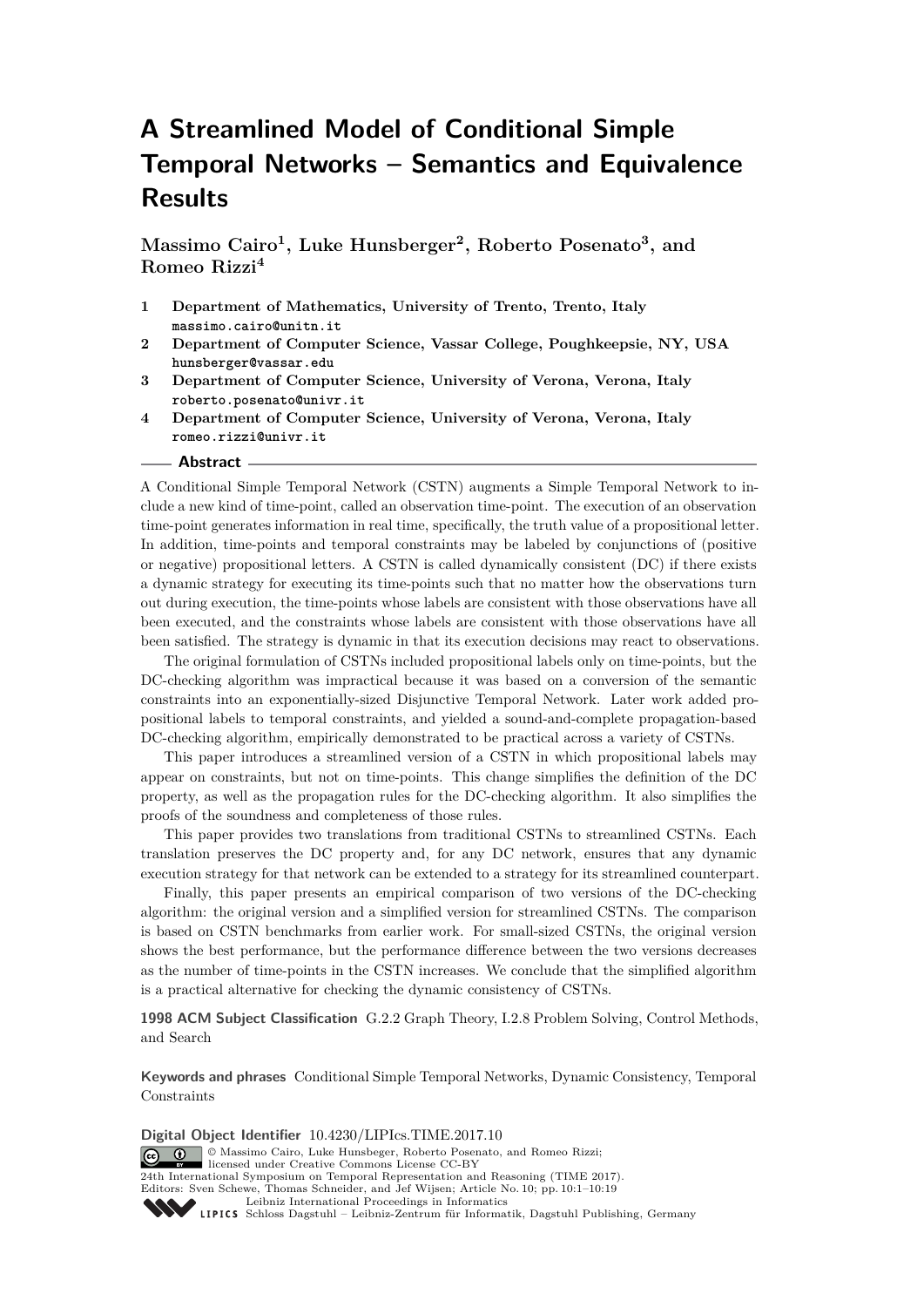# A Streamlined Model of Conditional Simple Temporal Networks – Semantics and Equivalence Results

**Massimo Cairo[1], Luke Hunsberger[2], Roberto Posenato[3], and Romeo Rizzi[4]**

1. **Department of Mathematics, University of Trento, Trento, Italy**
   massimo.cairo@unitn.it
2. **Department of Computer Science, Vassar College, Poughkeepsie, NY, USA**
   hunsberger@vassar.edu
3. **Department of Computer Science, University of Verona, Verona, Italy**
   roberto.posenato@univr.it
4. **Department of Computer Science, University of Verona, Verona, Italy**
   romeo.rizzi@univr.it

## Abstract

A Conditional Simple Temporal Network (CSTN) augments a Simple Temporal Network to include a new kind of time-point, called an observation time-point. The execution of an observation time-point generates information in real time, specifically, the truth value of a propositional letter. In addition, time-points and temporal constraints may be labeled by conjunctions of (positive or negative) propositional letters. A CSTN is called dynamically consistent (DC) if there exists a dynamic strategy for executing its time-points such that no matter how the observations turn out during execution, the time-points whose labels are consistent with those observations have all been executed, and the constraints whose labels are consistent with those observations have all been satisfied. The strategy is dynamic in that its execution decisions may react to observations.

The original formulation of CSTNs included propositional labels only on time-points, but the DC-checking algorithm was impractical because it was based on a conversion of the semantic constraints into an exponentially-sized Disjunctive Temporal Network. Later work added propositional labels to temporal constraints, and yielded a sound-and-complete propagation-based DC-checking algorithm, empirically demonstrated to be practical across a variety of CSTNs.

This paper introduces a streamlined version of a CSTN in which propositional labels may appear on constraints, but not on time-points. This change simplifies the definition of the DC property, as well as the propagation rules for the DC-checking algorithm. It also simplifies the proofs of the soundness and completeness of those rules.

This paper provides two translations from traditional CSTNs to streamlined CSTNs. Each translation preserves the DC property and, for any DC network, ensures that any dynamic execution strategy for that network can be extended to a strategy for its streamlined counterpart.

Finally, this paper presents an empirical comparison of two versions of the DC-checking algorithm: the original version and a simplified version for streamlined CSTNs. The comparison is based on CSTN benchmarks from earlier work. For small-sized CSTNs, the original version shows the best performance, but the performance difference between the two versions decreases as the number of time-points in the CSTN increases. We conclude that the simplified algorithm is a practical alternative for checking the dynamic consistency of CSTNs.

**1998 ACM Subject Classification** G.2.2 Graph Theory, I.2.8 Problem Solving, Control Methods, and Search

**Keywords and phrases** Conditional Simple Temporal Networks, Dynamic Consistency, Temporal Constraints

**Digital Object Identifier** 10.4230/LIPIcs.TIME.2017.10

© Massimo Cairo, Luke Hunsbeger, Roberto Posenato, and Romeo Rizzi;
licensed under Creative Commons License CC-BY
24th International Symposium on Temporal Representation and Reasoning (TIME 2017).
Editors: Sven Schewe, Thomas Schneider, and Jef Wijsen; Article No. 10; pp. 10:1–10:19
Leibniz International Proceedings in Informatics
Schloss Dagstuhl – Leibniz-Zentrum für Informatik, Dagstuhl Publishing, Germany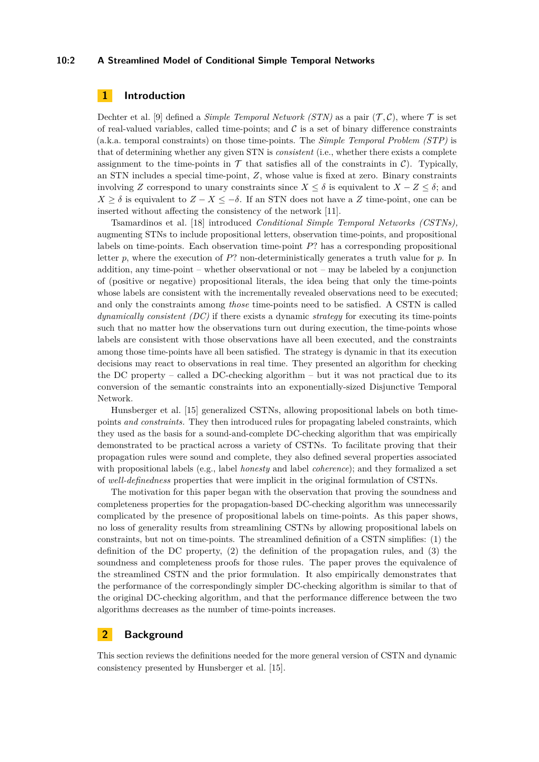## 1 Introduction

Dechter et al. [9] defined a *Simple Temporal Network (STN)* as a pair $(\mathcal{T}, \mathcal{C})$, where $\mathcal{T}$ is set of real-valued variables, called time-points; and $\mathcal{C}$ is a set of binary difference constraints (a.k.a. temporal constraints) on those time-points. The *Simple Temporal Problem (STP)* is that of determining whether any given STN is *consistent* (i.e., whether there exists a complete assignment to the time-points in $\mathcal{T}$ that satisfies all of the constraints in $\mathcal{C}$). Typically, an STN includes a special time-point, $Z$, whose value is fixed at zero. Binary constraints involving $Z$ correspond to unary constraints since $X \leq \delta$ is equivalent to $X - Z \leq \delta$; and $X \geq \delta$ is equivalent to $Z - X \leq -\delta$. If an STN does not have a $Z$ time-point, one can be inserted without affecting the consistency of the network [11].

Tsamardinos et al. [18] introduced *Conditional Simple Temporal Networks (CSTNs),* augmenting STNs to include propositional letters, observation time-points, and propositional labels on time-points. Each observation time-point $P?$ has a corresponding propositional letter $p$, where the execution of $P?$ non-deterministically generates a truth value for $p$. In addition, any time-point – whether observational or not – may be labeled by a conjunction of (positive or negative) propositional literals, the idea being that only the time-points whose labels are consistent with the incrementally revealed observations need to be executed; and only the constraints among *those* time-points need to be satisfied. A CSTN is called *dynamically consistent (DC)* if there exists a dynamic *strategy* for executing its time-points such that no matter how the observations turn out during execution, the time-points whose labels are consistent with those observations have all been executed, and the constraints among those time-points have all been satisfied. The strategy is dynamic in that its execution decisions may react to observations in real time. They presented an algorithm for checking the DC property – called a DC-checking algorithm – but it was not practical due to its conversion of the semantic constraints into an exponentially-sized Disjunctive Temporal Network.

Hunsberger et al. [15] generalized CSTNs, allowing propositional labels on both time-points *and constraints.* They then introduced rules for propagating labeled constraints, which they used as the basis for a sound-and-complete DC-checking algorithm that was empirically demonstrated to be practical across a variety of CSTNs. To facilitate proving that their propagation rules were sound and complete, they also defined several properties associated with propositional labels (e.g., label *honesty* and label *coherence*); and they formalized a set of *well-definedness* properties that were implicit in the original formulation of CSTNs.

The motivation for this paper began with the observation that proving the soundness and completeness properties for the propagation-based DC-checking algorithm was unnecessarily complicated by the presence of propositional labels on time-points. As this paper shows, no loss of generality results from streamlining CSTNs by allowing propositional labels on constraints, but not on time-points. The streamlined definition of a CSTN simplifies: (1) the definition of the DC property, (2) the definition of the propagation rules, and (3) the soundness and completeness proofs for those rules. The paper proves the equivalence of the streamlined CSTN and the prior formulation. It also empirically demonstrates that the performance of the correspondingly simpler DC-checking algorithm is similar to that of the original DC-checking algorithm, and that the performance difference between the two algorithms decreases as the number of time-points increases.

## 2 Background

This section reviews the definitions needed for the more general version of CSTN and dynamic consistency presented by Hunsberger et al. [15].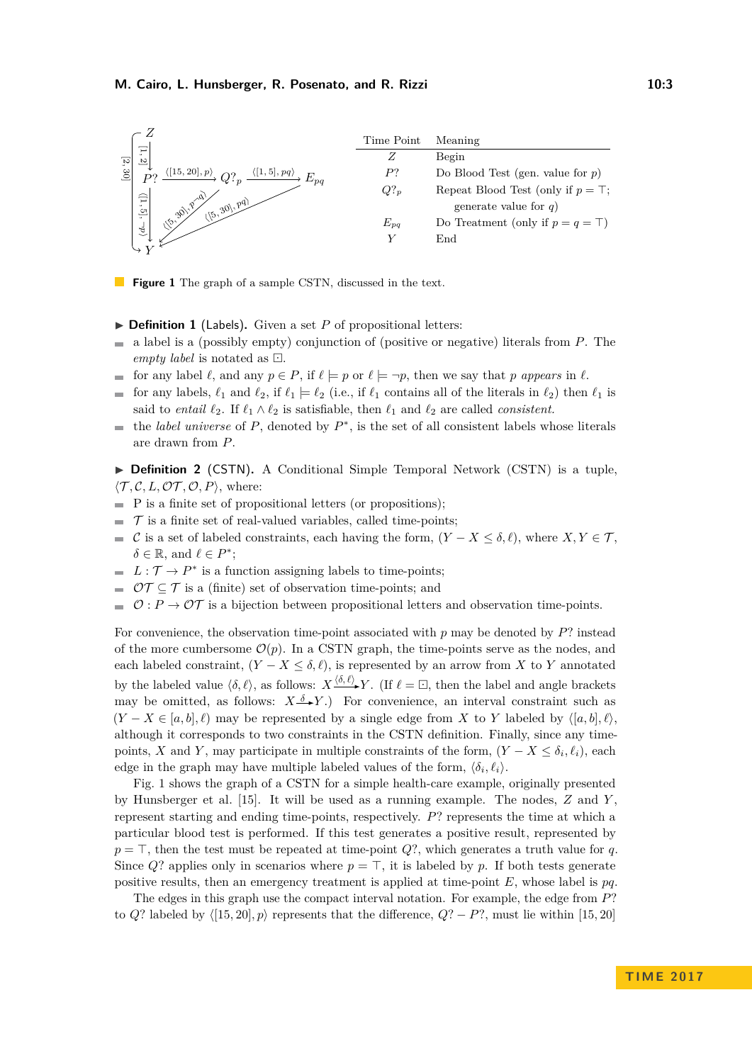| Time Point | Meaning |
|---|---|
| $Z$ | Begin |
| $P?$ | Do Blood Test (gen. value for $p$) |
| $Q?_p$ | Repeat Blood Test (only if $p = \top$; generate value for $q$) |
| $E_{pq}$ | Do Treatment (only if $p = q = \top$) |
| $Y$ | End |

**Figure 1** The graph of a sample CSTN, discussed in the text.

▶ **Definition 1** (Labels). Given a set $P$ of propositional letters:

- a label is a (possibly empty) conjunction of (positive or negative) literals from $P$. The *empty label* is notated as $\boxdot$.
- for any label $\ell$, and any $p \in P$, if $\ell \models p$ or $\ell \models \neg p$, then we say that $p$ *appears* in $\ell$.
- for any labels, $\ell_1$ and $\ell_2$, if $\ell_1 \models \ell_2$ (i.e., if $\ell_1$ contains all of the literals in $\ell_2$) then $\ell_1$ is said to *entail* $\ell_2$. If $\ell_1 \wedge \ell_2$ is satisfiable, then $\ell_1$ and $\ell_2$ are called *consistent*.
- the *label universe* of $P$, denoted by $P^*$, is the set of all consistent labels whose literals are drawn from $P$.

▶ **Definition 2** (CSTN). A Conditional Simple Temporal Network (CSTN) is a tuple, $\langle \mathcal{T}, \mathcal{C}, L, \mathcal{OT}, \mathcal{O}, P \rangle$, where:

- P is a finite set of propositional letters (or propositions);
- $\mathcal{T}$ is a finite set of real-valued variables, called time-points;
- $\mathcal{C}$ is a set of labeled constraints, each having the form, $(Y - X \leq \delta, \ell)$, where $X, Y \in \mathcal{T}$, $\delta \in \mathbb{R}$, and $\ell \in P^*$;
- $L : \mathcal{T} \to P^*$ is a function assigning labels to time-points;
- $\mathcal{OT} \subseteq \mathcal{T}$ is a (finite) set of observation time-points; and
- $\mathcal{O} : P \to \mathcal{OT}$ is a bijection between propositional letters and observation time-points.

For convenience, the observation time-point associated with $p$ may be denoted by $P?$ instead of the more cumbersome $\mathcal{O}(p)$. In a CSTN graph, the time-points serve as the nodes, and each labeled constraint, $(Y - X \leq \delta, \ell)$, is represented by an arrow from $X$ to $Y$ annotated by the labeled value $\langle \delta, \ell \rangle$, as follows: $X \xrightarrow{\langle \delta, \ell \rangle} Y$. (If $\ell = \boxdot$, then the label and angle brackets may be omitted, as follows: $X \xrightarrow{\delta} Y$.) For convenience, an interval constraint such as $(Y - X \in [a, b], \ell)$ may be represented by a single edge from $X$ to $Y$ labeled by $\langle [a, b], \ell \rangle$, although it corresponds to two constraints in the CSTN definition. Finally, since any time-points, $X$ and $Y$, may participate in multiple constraints of the form, $(Y - X \leq \delta_i, \ell_i)$, each edge in the graph may have multiple labeled values of the form, $\langle \delta_i, \ell_i \rangle$.

Fig. 1 shows the graph of a CSTN for a simple health-care example, originally presented by Hunsberger et al. [15]. It will be used as a running example. The nodes, $Z$ and $Y$, represent starting and ending time-points, respectively. $P?$ represents the time at which a particular blood test is performed. If this test generates a positive result, represented by $p = \top$, then the test must be repeated at time-point $Q?$, which generates a truth value for $q$. Since $Q?$ applies only in scenarios where $p = \top$, it is labeled by $p$. If both tests generate positive results, then an emergency treatment is applied at time-point $E$, whose label is $pq$.

The edges in this graph use the compact interval notation. For example, the edge from $P?$ to $Q?$ labeled by $\langle [15, 20], p \rangle$ represents that the difference, $Q? - P?$, must lie within $[15, 20]$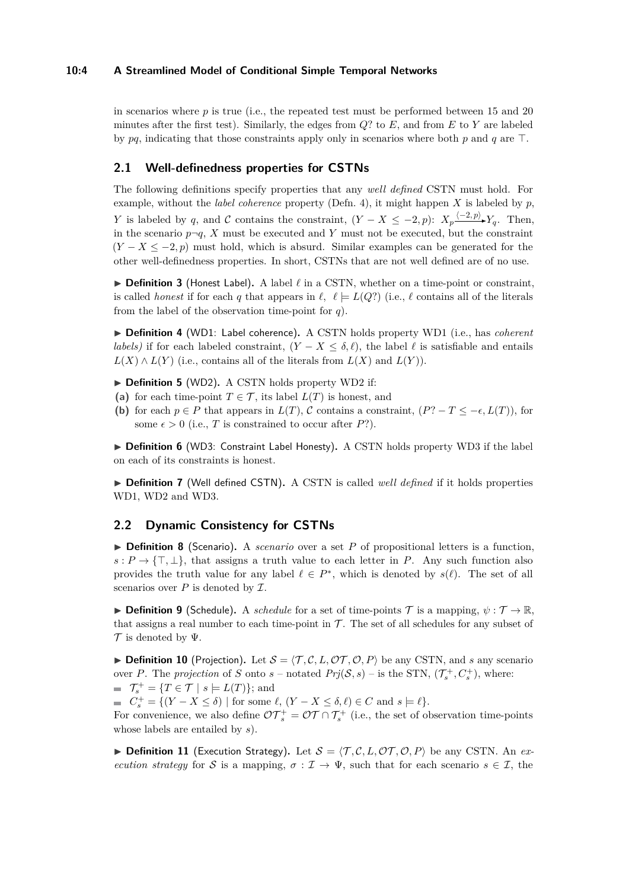in scenarios where $p$ is true (i.e., the repeated test must be performed between 15 and 20 minutes after the first test). Similarly, the edges from $Q?$ to $E$, and from $E$ to $Y$ are labeled by $pq$, indicating that those constraints apply only in scenarios where both $p$ and $q$ are $\top$.

## 2.1 Well-definedness properties for CSTNs

The following definitions specify properties that any *well defined* CSTN must hold. For example, without the *label coherence* property (Defn. 4), it might happen $X$ is labeled by $p$, $Y$ is labeled by $q$, and $\mathcal{C}$ contains the constraint, $(Y - X \leq -2, p)$: $X_p \xrightarrow{\langle -2, p\rangle} Y_q$. Then, in the scenario $p\neg q$, $X$ must be executed and $Y$ must not be executed, but the constraint $(Y - X \leq -2, p)$ must hold, which is absurd. Similar examples can be generated for the other well-definedness properties. In short, CSTNs that are not well defined are of no use.

▶ **Definition 3** (Honest Label)**.** A label $\ell$ in a CSTN, whether on a time-point or constraint, is called *honest* if for each $q$ that appears in $\ell$, $\ell \models L(Q?)$ (i.e., $\ell$ contains all of the literals from the label of the observation time-point for $q$).

▶ **Definition 4** (WD1: Label coherence)**.** A CSTN holds property WD1 (i.e., has *coherent labels)* if for each labeled constraint, $(Y - X \leq \delta, \ell)$, the label $\ell$ is satisfiable and entails $L(X) \wedge L(Y)$ (i.e., contains all of the literals from $L(X)$ and $L(Y)$).

▶ **Definition 5** (WD2)**.** A CSTN holds property WD2 if:

**(a)** for each time-point $T \in \mathcal{T}$, its label $L(T)$ is honest, and
**(b)** for each $p \in P$ that appears in $L(T)$, $\mathcal{C}$ contains a constraint, $(P? - T \leq -\epsilon, L(T))$, for some $\epsilon > 0$ (i.e., $T$ is constrained to occur after $P?$).

▶ **Definition 6** (WD3: Constraint Label Honesty)**.** A CSTN holds property WD3 if the label on each of its constraints is honest.

▶ **Definition 7** (Well defined CSTN)**.** A CSTN is called *well defined* if it holds properties WD1, WD2 and WD3.

## 2.2 Dynamic Consistency for CSTNs

▶ **Definition 8** (Scenario)**.** A *scenario* over a set $P$ of propositional letters is a function, $s : P \to \{\top, \bot\}$, that assigns a truth value to each letter in $P$. Any such function also provides the truth value for any label $\ell \in P^*$, which is denoted by $s(\ell)$. The set of all scenarios over $P$ is denoted by $\mathcal{I}$.

▶ **Definition 9** (Schedule)**.** A *schedule* for a set of time-points $\mathcal{T}$ is a mapping, $\psi : \mathcal{T} \to \mathbb{R}$, that assigns a real number to each time-point in $\mathcal{T}$. The set of all schedules for any subset of $\mathcal{T}$ is denoted by $\Psi$.

▶ **Definition 10** (Projection)**.** Let $\mathcal{S} = \langle \mathcal{T}, \mathcal{C}, L, \mathcal{OT}, \mathcal{O}, P\rangle$ be any CSTN, and $s$ any scenario over $P$. The *projection* of $S$ onto $s$ – notated $Prj(\mathcal{S}, s)$ – is the STN, $(\mathcal{T}_s^+, C_s^+)$, where:

- $\mathcal{T}_s^+ = \{T \in \mathcal{T} \mid s \models L(T)\}$; and
- $C_s^+ = \{(Y - X \leq \delta) \mid \text{for some } \ell,\ (Y - X \leq \delta, \ell) \in C \text{ and } s \models \ell\}$.

For convenience, we also define $\mathcal{OT}_s^+ = \mathcal{OT} \cap \mathcal{T}_s^+$ (i.e., the set of observation time-points whose labels are entailed by $s$).

▶ **Definition 11** (Execution Strategy)**.** Let $\mathcal{S} = \langle \mathcal{T}, \mathcal{C}, L, \mathcal{OT}, \mathcal{O}, P\rangle$ be any CSTN. An *execution strategy* for $\mathcal{S}$ is a mapping, $\sigma : \mathcal{I} \to \Psi$, such that for each scenario $s \in \mathcal{I}$, the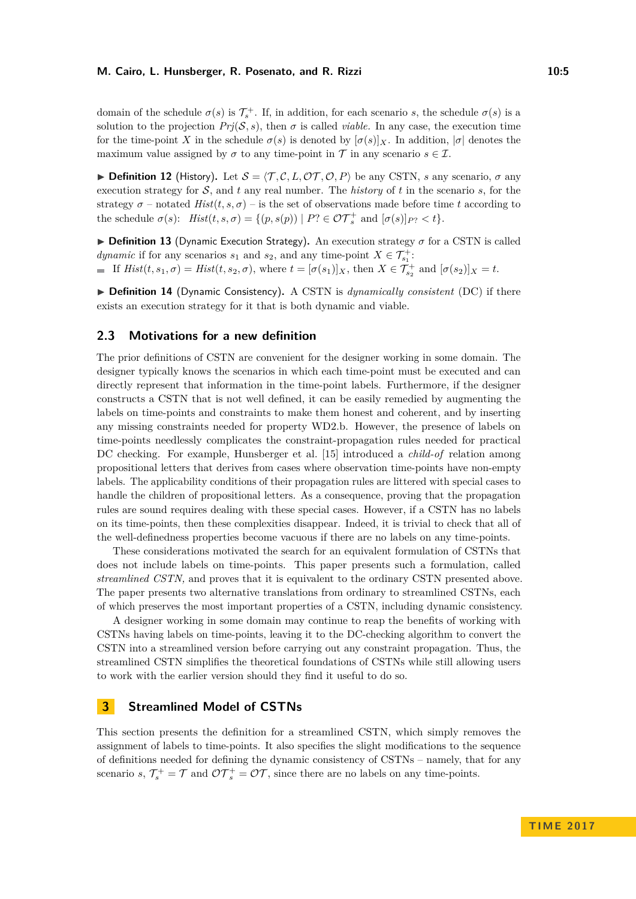domain of the schedule $\sigma(s)$ is $\mathcal{T}_s^+$. If, in addition, for each scenario $s$, the schedule $\sigma(s)$ is a solution to the projection $Prj(\mathcal{S}, s)$, then $\sigma$ is called *viable*. In any case, the execution time for the time-point $X$ in the schedule $\sigma(s)$ is denoted by $[\sigma(s)]_X$. In addition, $|\sigma|$ denotes the maximum value assigned by $\sigma$ to any time-point in $\mathcal{T}$ in any scenario $s \in \mathcal{I}$.

▶ **Definition 12** (History). Let $\mathcal{S} = \langle \mathcal{T}, \mathcal{C}, L, \mathcal{OT}, \mathcal{O}, P \rangle$ be any CSTN, $s$ any scenario, $\sigma$ any execution strategy for $\mathcal{S}$, and $t$ any real number. The *history* of $t$ in the scenario $s$, for the strategy $\sigma$ – notated $Hist(t, s, \sigma)$ – is the set of observations made before time $t$ according to the schedule $\sigma(s)$: $Hist(t, s, \sigma) = \{(p, s(p)) \mid P? \in \mathcal{OT}_s^+ \text{ and } [\sigma(s)]_{P?} < t\}$.

▶ **Definition 13** (Dynamic Execution Strategy). An execution strategy $\sigma$ for a CSTN is called *dynamic* if for any scenarios $s_1$ and $s_2$, and any time-point $X \in \mathcal{T}_{s_1}^+$:

- If $Hist(t, s_1, \sigma) = Hist(t, s_2, \sigma)$, where $t = [\sigma(s_1)]_X$, then $X \in \mathcal{T}_{s_2}^+$ and $[\sigma(s_2)]_X = t$.

▶ **Definition 14** (Dynamic Consistency). A CSTN is *dynamically consistent* (DC) if there exists an execution strategy for it that is both dynamic and viable.

## 2.3 Motivations for a new definition

The prior definitions of CSTN are convenient for the designer working in some domain. The designer typically knows the scenarios in which each time-point must be executed and can directly represent that information in the time-point labels. Furthermore, if the designer constructs a CSTN that is not well defined, it can be easily remedied by augmenting the labels on time-points and constraints to make them honest and coherent, and by inserting any missing constraints needed for property WD2.b. However, the presence of labels on time-points needlessly complicates the constraint-propagation rules needed for practical DC checking. For example, Hunsberger et al. [15] introduced a *child-of* relation among propositional letters that derives from cases where observation time-points have non-empty labels. The applicability conditions of their propagation rules are littered with special cases to handle the children of propositional letters. As a consequence, proving that the propagation rules are sound requires dealing with these special cases. However, if a CSTN has no labels on its time-points, then these complexities disappear. Indeed, it is trivial to check that all of the well-definedness properties become vacuous if there are no labels on any time-points.

These considerations motivated the search for an equivalent formulation of CSTNs that does not include labels on time-points. This paper presents such a formulation, called *streamlined CSTN,* and proves that it is equivalent to the ordinary CSTN presented above. The paper presents two alternative translations from ordinary to streamlined CSTNs, each of which preserves the most important properties of a CSTN, including dynamic consistency.

A designer working in some domain may continue to reap the benefits of working with CSTNs having labels on time-points, leaving it to the DC-checking algorithm to convert the CSTN into a streamlined version before carrying out any constraint propagation. Thus, the streamlined CSTN simplifies the theoretical foundations of CSTNs while still allowing users to work with the earlier version should they find it useful to do so.

# 3 Streamlined Model of CSTNs

This section presents the definition for a streamlined CSTN, which simply removes the assignment of labels to time-points. It also specifies the slight modifications to the sequence of definitions needed for defining the dynamic consistency of CSTNs – namely, that for any scenario $s$, $\mathcal{T}_s^+ = \mathcal{T}$ and $\mathcal{OT}_s^+ = \mathcal{OT}$, since there are no labels on any time-points.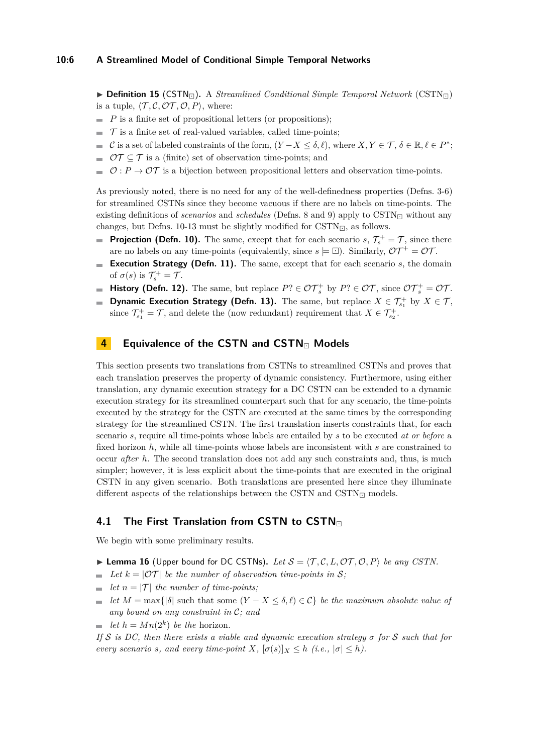▶ **Definition 15** (CSTN$_\boxdot$)**.** A *Streamlined Conditional Simple Temporal Network* (CSTN$_\boxdot$) is a tuple, $\langle \mathcal{T}, \mathcal{C}, \mathcal{OT}, \mathcal{O}, P\rangle$, where:

- $P$ is a finite set of propositional letters (or propositions);
- $\mathcal{T}$ is a finite set of real-valued variables, called time-points;
- $\mathcal{C}$ is a set of labeled constraints of the form, $(Y - X \leq \delta, \ell)$, where $X, Y \in \mathcal{T}$, $\delta \in \mathbb{R}$, $\ell \in P^*$;
- $\mathcal{OT} \subseteq \mathcal{T}$ is a (finite) set of observation time-points; and
- $\mathcal{O} : P \to \mathcal{OT}$ is a bijection between propositional letters and observation time-points.

As previously noted, there is no need for any of the well-definedness properties (Defns. 3-6) for streamlined CSTNs since they become vacuous if there are no labels on time-points. The existing definitions of *scenarios* and *schedules* (Defns. 8 and 9) apply to CSTN$_\boxdot$ without any changes, but Defns. 10-13 must be slightly modified for CSTN$_\boxdot$, as follows.

- **Projection (Defn. 10).** The same, except that for each scenario $s$, $\mathcal{T}_s^+ = \mathcal{T}$, since there are no labels on any time-points (equivalently, since $s \models \boxdot$). Similarly, $\mathcal{OT}^+ = \mathcal{OT}$.
- **Execution Strategy (Defn. 11).** The same, except that for each scenario $s$, the domain of $\sigma(s)$ is $\mathcal{T}_s^+ = \mathcal{T}$.
- **History (Defn. 12).** The same, but replace $P? \in \mathcal{OT}_s^+$ by $P? \in \mathcal{OT}$, since $\mathcal{OT}_s^+ = \mathcal{OT}$.
- **Dynamic Execution Strategy (Defn. 13).** The same, but replace $X \in \mathcal{T}_{s_1}^+$ by $X \in \mathcal{T}$, since $\mathcal{T}_{s_1}^+ = \mathcal{T}$, and delete the (now redundant) requirement that $X \in \mathcal{T}_{s_2}^+$.

## 4 Equivalence of the CSTN and CSTN$_\boxdot$ Models

This section presents two translations from CSTNs to streamlined CSTNs and proves that each translation preserves the property of dynamic consistency. Furthermore, using either translation, any dynamic execution strategy for a DC CSTN can be extended to a dynamic execution strategy for its streamlined counterpart such that for any scenario, the time-points executed by the strategy for the CSTN are executed at the same times by the corresponding strategy for the streamlined CSTN. The first translation inserts constraints that, for each scenario $s$, require all time-points whose labels are entailed by $s$ to be executed *at or before* a fixed horizon $h$, while all time-points whose labels are inconsistent with $s$ are constrained to occur *after* $h$. The second translation does not add any such constraints and, thus, is much simpler; however, it is less explicit about the time-points that are executed in the original CSTN in any given scenario. Both translations are presented here since they illuminate different aspects of the relationships between the CSTN and CSTN$_\boxdot$ models.

### 4.1 The First Translation from CSTN to CSTN$_\boxdot$

We begin with some preliminary results.

▶ **Lemma 16** (Upper bound for DC CSTNs)**.** *Let $\mathcal{S} = \langle \mathcal{T}, \mathcal{C}, L, \mathcal{OT}, \mathcal{O}, P\rangle$ be any CSTN.*

- *Let $k = |\mathcal{OT}|$ be the number of observation time-points in $\mathcal{S}$;*
- *let $n = |\mathcal{T}|$ the number of time-points;*
- *let $M = \max\{|\delta|$ such that some $(Y - X \leq \delta, \ell) \in \mathcal{C}\}$ be the maximum absolute value of any bound on any constraint in $\mathcal{C}$; and*
- *let $h = Mn(2^k)$ be the* horizon.

*If $\mathcal{S}$ is DC, then there exists a viable and dynamic execution strategy $\sigma$ for $\mathcal{S}$ such that for every scenario $s$, and every time-point $X$, $[\sigma(s)]_X \leq h$ (i.e., $|\sigma| \leq h$).*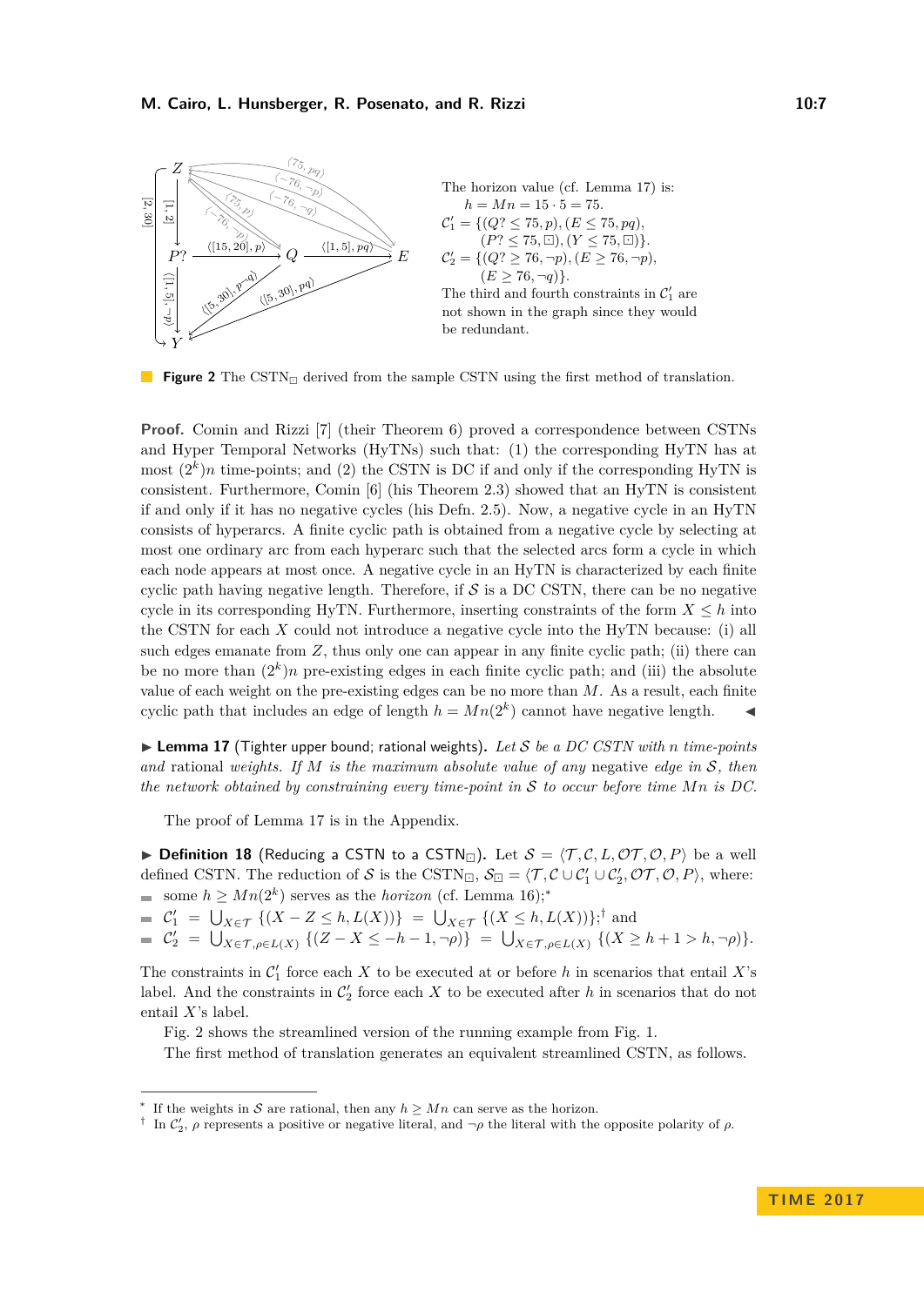The horizon value (cf. Lemma 17) is:
$h = Mn = 15 \cdot 5 = 75.$
$\mathcal{C}'_1 = \{(Q? \leq 75, p), (E \leq 75, pq),$
$(P? \leq 75, \boxdot), (Y \leq 75, \boxdot)\}.$
$\mathcal{C}'_2 = \{(Q? \geq 76, \neg p), (E \geq 76, \neg p),$
$(E \geq 76, \neg q)\}.$
The third and fourth constraints in $\mathcal{C}'_1$ are not shown in the graph since they would be redundant.

**Figure 2** The CSTN$_\boxdot$ derived from the sample CSTN using the first method of translation.

**Proof.** Comin and Rizzi [7] (their Theorem 6) proved a correspondence between CSTNs and Hyper Temporal Networks (HyTNs) such that: (1) the corresponding HyTN has at most $(2^k)n$ time-points; and (2) the CSTN is DC if and only if the corresponding HyTN is consistent. Furthermore, Comin [6] (his Theorem 2.3) showed that an HyTN is consistent if and only if it has no negative cycles (his Defn. 2.5). Now, a negative cycle in an HyTN consists of hyperarcs. A finite cyclic path is obtained from a negative cycle by selecting at most one ordinary arc from each hyperarc such that the selected arcs form a cycle in which each node appears at most once. A negative cycle in an HyTN is characterized by each finite cyclic path having negative length. Therefore, if $\mathcal{S}$ is a DC CSTN, there can be no negative cycle in its corresponding HyTN. Furthermore, inserting constraints of the form $X \leq h$ into the CSTN for each $X$ could not introduce a negative cycle into the HyTN because: (i) all such edges emanate from $Z$, thus only one can appear in any finite cyclic path; (ii) there can be no more than $(2^k)n$ pre-existing edges in each finite cyclic path; and (iii) the absolute value of each weight on the pre-existing edges can be no more than $M$. As a result, each finite cyclic path that includes an edge of length $h = Mn(2^k)$ cannot have negative length. ◀

▶ **Lemma 17** (Tighter upper bound; rational weights). *Let $\mathcal{S}$ be a DC CSTN with $n$ time-points and* rational *weights. If $M$ is the maximum absolute value of any* negative *edge in $\mathcal{S}$, then the network obtained by constraining every time-point in $\mathcal{S}$ to occur before time $Mn$ is DC.*

The proof of Lemma 17 is in the Appendix.

▶ **Definition 18** (Reducing a CSTN to a CSTN$_\boxdot$). Let $\mathcal{S} = \langle \mathcal{T}, \mathcal{C}, L, \mathcal{OT}, \mathcal{O}, P \rangle$ be a well defined CSTN. The reduction of $\mathcal{S}$ is the CSTN$_\boxdot$, $\mathcal{S}_\boxdot = \langle \mathcal{T}, \mathcal{C} \cup \mathcal{C}'_1 \cup \mathcal{C}'_2, \mathcal{OT}, \mathcal{O}, P \rangle$, where:

- some $h \geq Mn(2^k)$ serves as the *horizon* (cf. Lemma 16);*
- $\mathcal{C}'_1 = \bigcup_{X \in \mathcal{T}} \{(X - Z \leq h, L(X))\} = \bigcup_{X \in \mathcal{T}} \{(X \leq h, L(X))\}$;† and
- $\mathcal{C}'_2 = \bigcup_{X \in \mathcal{T}, \rho \in L(X)} \{(Z - X \leq -h-1, \neg\rho)\} = \bigcup_{X \in \mathcal{T}, \rho \in L(X)} \{(X \geq h+1 > h, \neg\rho)\}$.

The constraints in $\mathcal{C}'_1$ force each $X$ to be executed at or before $h$ in scenarios that entail $X$'s label. And the constraints in $\mathcal{C}'_2$ force each $X$ to be executed after $h$ in scenarios that do not entail $X$'s label.

Fig. 2 shows the streamlined version of the running example from Fig. 1.

The first method of translation generates an equivalent streamlined CSTN, as follows.

* If the weights in $\mathcal{S}$ are rational, then any $h \geq Mn$ can serve as the horizon.

† In $\mathcal{C}'_2$, $\rho$ represents a positive or negative literal, and $\neg\rho$ the literal with the opposite polarity of $\rho$.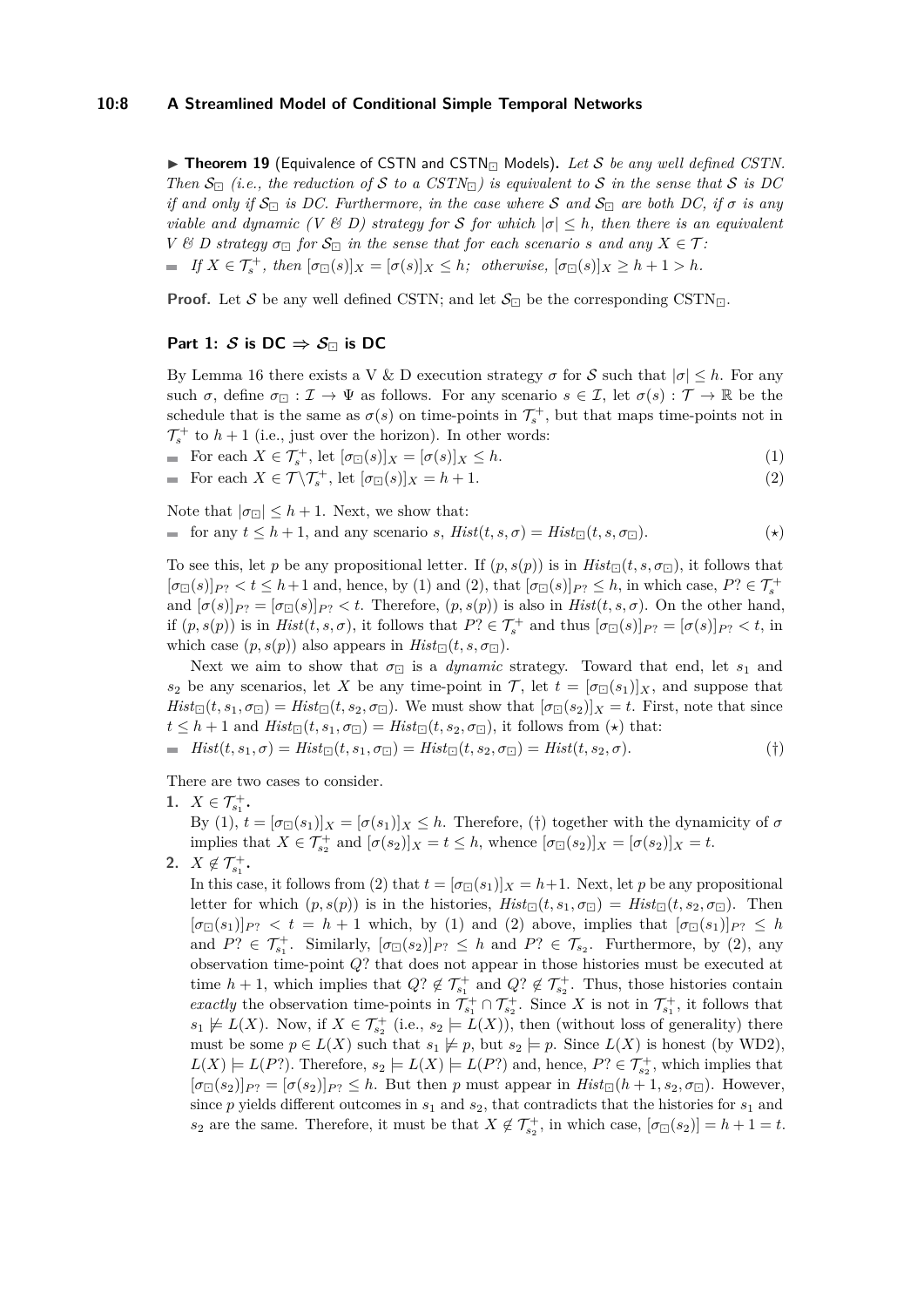▶ **Theorem 19** (Equivalence of CSTN and $\text{CSTN}_\boxdot$ Models)**.** *Let $\mathcal{S}$ be any well defined CSTN. Then $\mathcal{S}_\boxdot$ (i.e., the reduction of $\mathcal{S}$ to a $\text{CSTN}_\boxdot$) is equivalent to $\mathcal{S}$ in the sense that $\mathcal{S}$ is DC if and only if $\mathcal{S}_\boxdot$ is DC. Furthermore, in the case where $\mathcal{S}$ and $\mathcal{S}_\boxdot$ are both DC, if $\sigma$ is any viable and dynamic (V & D) strategy for $\mathcal{S}$ for which $|\sigma| \leq h$, then there is an equivalent V & D strategy $\sigma_\boxdot$ for $\mathcal{S}_\boxdot$ in the sense that for each scenario $s$ and any $X \in \mathcal{T}$:*

- *If $X \in \mathcal{T}_s^+$, then $[\sigma_\boxdot(s)]_X = [\sigma(s)]_X \leq h$; otherwise, $[\sigma_\boxdot(s)]_X \geq h+1 > h$.*

**Proof.** Let $\mathcal{S}$ be any well defined CSTN; and let $\mathcal{S}_\boxdot$ be the corresponding $\text{CSTN}_\boxdot$.

### Part 1: $\mathcal{S}$ is DC $\Rightarrow$ $\mathcal{S}_\boxdot$ is DC

By Lemma 16 there exists a V & D execution strategy $\sigma$ for $\mathcal{S}$ such that $|\sigma| \leq h$. For any such $\sigma$, define $\sigma_\boxdot : \mathcal{I} \to \Psi$ as follows. For any scenario $s \in \mathcal{I}$, let $\sigma(s) : \mathcal{T} \to \mathbb{R}$ be the schedule that is the same as $\sigma(s)$ on time-points in $\mathcal{T}_s^+$, but that maps time-points not in $\mathcal{T}_s^+$ to $h+1$ (i.e., just over the horizon). In other words:

- For each $X \in \mathcal{T}_s^+$, let $[\sigma_\boxdot(s)]_X = [\sigma(s)]_X \leq h$. (1)
- For each $X \in \mathcal{T} \backslash \mathcal{T}_s^+$, let $[\sigma_\boxdot(s)]_X = h+1$. (2)

Note that $|\sigma_\boxdot| \leq h+1$. Next, we show that:

- for any $t \leq h+1$, and any scenario $s$, $\mathit{Hist}(t, s, \sigma) = \mathit{Hist}_\boxdot(t, s, \sigma_\boxdot)$. ($\star$)

To see this, let $p$ be any propositional letter. If $(p, s(p))$ is in $\mathit{Hist}_\boxdot(t, s, \sigma_\boxdot)$, it follows that $[\sigma_\boxdot(s)]_{P?} < t \leq h+1$ and, hence, by (1) and (2), that $[\sigma_\boxdot(s)]_{P?} \leq h$, in which case, $P? \in \mathcal{T}_s^+$ and $[\sigma(s)]_{P?} = [\sigma_\boxdot(s)]_{P?} < t$. Therefore, $(p, s(p))$ is also in $\mathit{Hist}(t, s, \sigma)$. On the other hand, if $(p, s(p))$ is in $\mathit{Hist}(t, s, \sigma)$, it follows that $P? \in \mathcal{T}_s^+$ and thus $[\sigma_\boxdot(s)]_{P?} = [\sigma(s)]_{P?} < t$, in which case $(p, s(p))$ also appears in $\mathit{Hist}_\boxdot(t, s, \sigma_\boxdot)$.

Next we aim to show that $\sigma_\boxdot$ is a *dynamic* strategy. Toward that end, let $s_1$ and $s_2$ be any scenarios, let $X$ be any time-point in $\mathcal{T}$, let $t = [\sigma_\boxdot(s_1)]_X$, and suppose that $\mathit{Hist}_\boxdot(t, s_1, \sigma_\boxdot) = \mathit{Hist}_\boxdot(t, s_2, \sigma_\boxdot)$. We must show that $[\sigma_\boxdot(s_2)]_X = t$. First, note that since $t \leq h+1$ and $\mathit{Hist}_\boxdot(t, s_1, \sigma_\boxdot) = \mathit{Hist}_\boxdot(t, s_2, \sigma_\boxdot)$, it follows from ($\star$) that:

- $\mathit{Hist}(t, s_1, \sigma) = \mathit{Hist}_\boxdot(t, s_1, \sigma_\boxdot) = \mathit{Hist}_\boxdot(t, s_2, \sigma_\boxdot) = \mathit{Hist}(t, s_2, \sigma)$. (†)

There are two cases to consider.

1. **$X \in \mathcal{T}_{s_1}^+$.**
   By (1), $t = [\sigma_\boxdot(s_1)]_X = [\sigma(s_1)]_X \leq h$. Therefore, (†) together with the dynamicity of $\sigma$ implies that $X \in \mathcal{T}_{s_2}^+$ and $[\sigma(s_2)]_X = t \leq h$, whence $[\sigma_\boxdot(s_2)]_X = [\sigma(s_2)]_X = t$.
2. **$X \notin \mathcal{T}_{s_1}^+$.**
   In this case, it follows from (2) that $t = [\sigma_\boxdot(s_1)]_X = h+1$. Next, let $p$ be any propositional letter for which $(p, s(p))$ is in the histories, $\mathit{Hist}_\boxdot(t, s_1, \sigma_\boxdot) = \mathit{Hist}_\boxdot(t, s_2, \sigma_\boxdot)$. Then $[\sigma_\boxdot(s_1)]_{P?} < t = h+1$ which, by (1) and (2) above, implies that $[\sigma_\boxdot(s_1)]_{P?} \leq h$ and $P? \in \mathcal{T}_{s_1}^+$. Similarly, $[\sigma_\boxdot(s_2)]_{P?} \leq h$ and $P? \in \mathcal{T}_{s_2}$. Furthermore, by (2), any observation time-point $Q?$ that does not appear in those histories must be executed at time $h+1$, which implies that $Q? \notin \mathcal{T}_{s_1}^+$ and $Q? \notin \mathcal{T}_{s_2}^+$. Thus, those histories contain *exactly* the observation time-points in $\mathcal{T}_{s_1}^+ \cap \mathcal{T}_{s_2}^+$. Since $X$ is not in $\mathcal{T}_{s_1}^+$, it follows that $s_1 \not\models L(X)$. Now, if $X \in \mathcal{T}_{s_2}^+$ (i.e., $s_2 \models L(X)$), then (without loss of generality) there must be some $p \in L(X)$ such that $s_1 \not\models p$, but $s_2 \models p$. Since $L(X)$ is honest (by WD2), $L(X) \models L(P?)$. Therefore, $s_2 \models L(X) \models L(P?)$ and, hence, $P? \in \mathcal{T}_{s_2}^+$, which implies that $[\sigma_\boxdot(s_2)]_{P?} = [\sigma(s_2)]_{P?} \leq h$. But then $p$ must appear in $\mathit{Hist}_\boxdot(h+1, s_2, \sigma_\boxdot)$. However, since $p$ yields different outcomes in $s_1$ and $s_2$, that contradicts that the histories for $s_1$ and $s_2$ are the same. Therefore, it must be that $X \notin \mathcal{T}_{s_2}^+$, in which case, $[\sigma_\boxdot(s_2)] = h+1 = t$.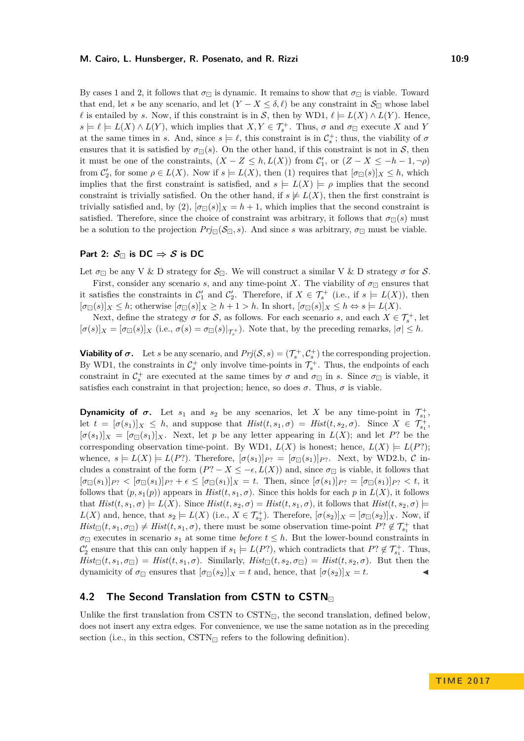By cases 1 and 2, it follows that $\sigma_{\boxdot}$ is dynamic. It remains to show that $\sigma_{\boxdot}$ is viable. Toward that end, let $s$ be any scenario, and let $(Y - X \leq \delta, \ell)$ be any constraint in $\mathcal{S}_{\boxdot}$ whose label $\ell$ is entailed by $s$. Now, if this constraint is in $\mathcal{S}$, then by WD1, $\ell \models L(X) \wedge L(Y)$. Hence, $s \models \ell \models L(X) \wedge L(Y)$, which implies that $X, Y \in \mathcal{T}_s^+$. Thus, $\sigma$ and $\sigma_{\boxdot}$ execute $X$ and $Y$ at the same times in $s$. And, since $s \models \ell$, this constraint is in $\mathcal{C}_s^+$; thus, the viability of $\sigma$ ensures that it is satisfied by $\sigma_{\boxdot}(s)$. On the other hand, if this constraint is not in $\mathcal{S}$, then it must be one of the constraints, $(X - Z \leq h, L(X))$ from $\mathcal{C}_1'$, or $(Z - X \leq -h-1, \neg\rho)$ from $\mathcal{C}_2'$, for some $\rho \in L(X)$. Now if $s \models L(X)$, then (1) requires that $[\sigma_{\boxdot}(s)]_X \leq h$, which implies that the first constraint is satisfied, and $s \models L(X) \models \rho$ implies that the second constraint is trivially satisfied. On the other hand, if $s \not\models L(X)$, then the first constraint is trivially satisfied and, by (2), $[\sigma_{\boxdot}(s)]_X = h + 1$, which implies that the second constraint is satisfied. Therefore, since the choice of constraint was arbitrary, it follows that $\sigma_{\boxdot}(s)$ must be a solution to the projection $Prj_{\boxdot}(\mathcal{S}_{\boxdot}, s)$. And since $s$ was arbitrary, $\sigma_{\boxdot}$ must be viable.

### Part 2: $\mathcal{S}_{\boxdot}$ is DC $\Rightarrow$ $\mathcal{S}$ is DC

Let $\sigma_{\boxdot}$ be any V & D strategy for $\mathcal{S}_{\boxdot}$. We will construct a similar V & D strategy $\sigma$ for $\mathcal{S}$.

First, consider any scenario $s$, and any time-point $X$. The viability of $\sigma_{\boxdot}$ ensures that it satisfies the constraints in $\mathcal{C}_1'$ and $\mathcal{C}_2'$. Therefore, if $X \in \mathcal{T}_s^+$ (i.e., if $s \models L(X)$), then $[\sigma_{\boxdot}(s)]_X \leq h$; otherwise $[\sigma_{\boxdot}(s)]_X \geq h + 1 > h$. In short, $[\sigma_{\boxdot}(s)]_X \leq h \Leftrightarrow s \models L(X)$.

Next, define the strategy $\sigma$ for $\mathcal{S}$, as follows. For each scenario $s$, and each $X \in \mathcal{T}_s^+$, let $[\sigma(s)]_X = [\sigma_{\boxdot}(s)]_X$ (i.e., $\sigma(s) = \sigma_{\boxdot}(s)|_{\mathcal{T}_s^+}$). Note that, by the preceding remarks, $|\sigma| \leq h$.

**Viability of $\boldsymbol{\sigma}$.** Let $s$ be any scenario, and $Prj(\mathcal{S}, s) = (\mathcal{T}_s^+, \mathcal{C}_s^+)$ the corresponding projection. By WD1, the constraints in $\mathcal{C}_s^+$ only involve time-points in $\mathcal{T}_s^+$. Thus, the endpoints of each constraint in $\mathcal{C}_s^+$ are executed at the same times by $\sigma$ and $\sigma_{\boxdot}$ in $s$. Since $\sigma_{\boxdot}$ is viable, it satisfies each constraint in that projection; hence, so does $\sigma$. Thus, $\sigma$ is viable.

**Dynamicity of $\boldsymbol{\sigma}$.** Let $s_1$ and $s_2$ be any scenarios, let $X$ be any time-point in $\mathcal{T}_{s_1}^+$, let $t = [\sigma(s_1)]_X \leq h$, and suppose that $Hist(t, s_1, \sigma) = Hist(t, s_2, \sigma)$. Since $X \in \mathcal{T}_{s_1}^+$, $[\sigma(s_1)]_X = [\sigma_{\boxdot}(s_1)]_X$. Next, let $p$ be any letter appearing in $L(X)$; and let $P?$ be the corresponding observation time-point. By WD1, $L(X)$ is honest; hence, $L(X) \models L(P?)$; whence, $s \models L(X) \models L(P?)$. Therefore, $[\sigma(s_1)]_{P?} = [\sigma_{\boxdot}(s_1)]_{P?}$. Next, by WD2.b, $\mathcal{C}$ includes a constraint of the form $(P? - X \leq -\epsilon, L(X))$ and, since $\sigma_{\boxdot}$ is viable, it follows that $[\sigma_{\boxdot}(s_1)]_{P?} < [\sigma_{\boxdot}(s_1)]_{P?} + \epsilon \leq [\sigma_{\boxdot}(s_1)]_X = t$. Then, since $[\sigma(s_1)]_{P?} = [\sigma_{\boxdot}(s_1)]_{P?} < t$, it follows that $(p, s_1(p))$ appears in $Hist(t, s_1, \sigma)$. Since this holds for each $p$ in $L(X)$, it follows that $Hist(t, s_1, \sigma) \models L(X)$. Since $Hist(t, s_2, \sigma) = Hist(t, s_1, \sigma)$, it follows that $Hist(t, s_2, \sigma) \models L(X)$ and, hence, that $s_2 \models L(X)$ (i.e., $X \in \mathcal{T}_{s_2}^+$). Therefore, $[\sigma(s_2)]_X = [\sigma_{\boxdot}(s_2)]_X$. Now, if $Hist_{\boxdot}(t, s_1, \sigma_{\boxdot}) \neq Hist(t, s_1, \sigma)$, there must be some observation time-point $P? \notin \mathcal{T}_{s_1}^+$ that $\sigma_{\boxdot}$ executes in scenario $s_1$ at some time *before* $t \leq h$. But the lower-bound constraints in $\mathcal{C}_2'$ ensure that this can only happen if $s_1 \models L(P?)$, which contradicts that $P? \notin \mathcal{T}_{s_1}^+$. Thus, $Hist_{\boxdot}(t, s_1, \sigma_{\boxdot}) = Hist(t, s_1, \sigma)$. Similarly, $Hist_{\boxdot}(t, s_2, \sigma_{\boxdot}) = Hist(t, s_2, \sigma)$. But then the dynamicity of $\sigma_{\boxdot}$ ensures that $[\sigma_{\boxdot}(s_2)]_X = t$ and, hence, that $[\sigma(s_2)]_X = t$. ◀

## 4.2 The Second Translation from CSTN to CSTN$_{\boxdot}$

Unlike the first translation from CSTN to CSTN$_{\boxdot}$, the second translation, defined below, does not insert any extra edges. For convenience, we use the same notation as in the preceding section (i.e., in this section, CSTN$_{\boxdot}$ refers to the following definition).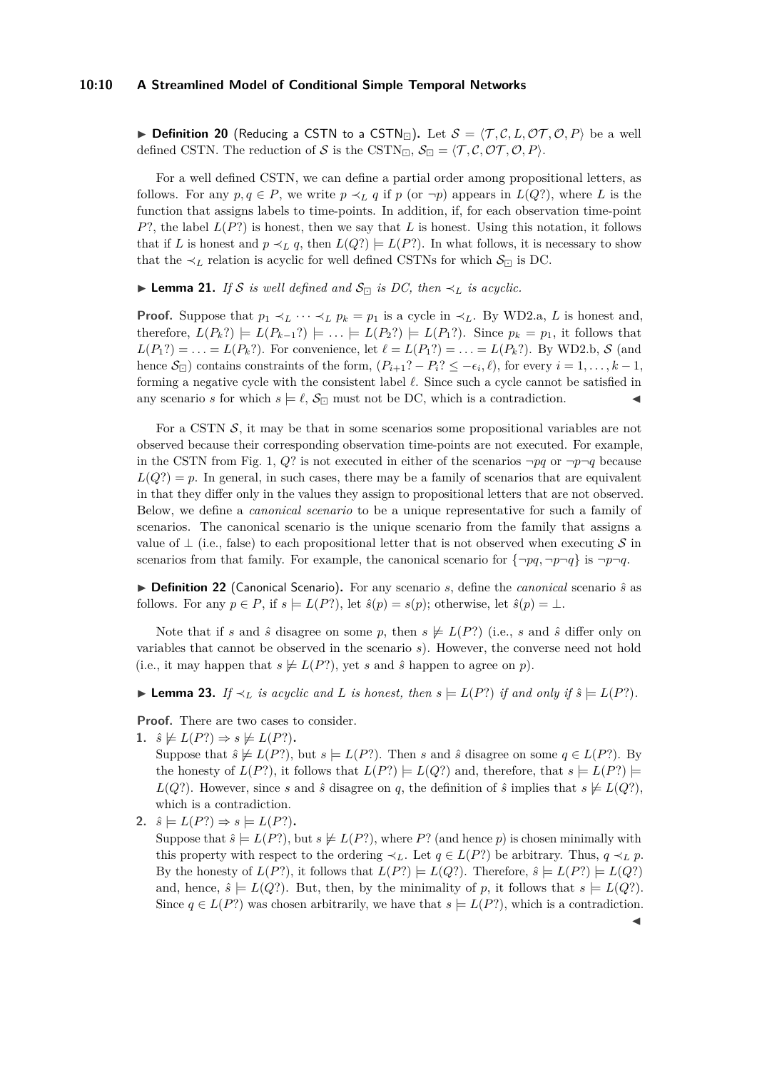▶ **Definition 20** (Reducing a CSTN to a $\text{CSTN}_{\boxdot}$)**.** Let $\mathcal{S} = \langle \mathcal{T}, \mathcal{C}, L, \mathcal{OT}, \mathcal{O}, P \rangle$ be a well defined CSTN. The reduction of $\mathcal{S}$ is the $\text{CSTN}_{\boxdot}$, $\mathcal{S}_{\boxdot} = \langle \mathcal{T}, \mathcal{C}, \mathcal{OT}, \mathcal{O}, P \rangle$.

For a well defined CSTN, we can define a partial order among propositional letters, as follows. For any $p, q \in P$, we write $p \prec_L q$ if $p$ (or $\neg p$) appears in $L(Q?)$, where $L$ is the function that assigns labels to time-points. In addition, if, for each observation time-point $P?$, the label $L(P?)$ is honest, then we say that $L$ is honest. Using this notation, it follows that if $L$ is honest and $p \prec_L q$, then $L(Q?) \models L(P?)$. In what follows, it is necessary to show that the $\prec_L$ relation is acyclic for well defined CSTNs for which $\mathcal{S}_{\boxdot}$ is DC.

▶ **Lemma 21.** *If $\mathcal{S}$ is well defined and $\mathcal{S}_{\boxdot}$ is DC, then $\prec_L$ is acyclic.*

**Proof.** Suppose that $p_1 \prec_L \cdots \prec_L p_k = p_1$ is a cycle in $\prec_L$. By WD2.a, $L$ is honest and, therefore, $L(P_k?) \models L(P_{k-1}?) \models \ldots \models L(P_2?) \models L(P_1?)$. Since $p_k = p_1$, it follows that $L(P_1?) = \ldots = L(P_k?)$. For convenience, let $\ell = L(P_1?) = \ldots = L(P_k?)$. By WD2.b, $\mathcal{S}$ (and hence $\mathcal{S}_{\boxdot}$) contains constraints of the form, $(P_{i+1}? - P_i? \leq -\epsilon_i, \ell)$, for every $i = 1, \ldots, k-1$, forming a negative cycle with the consistent label $\ell$. Since such a cycle cannot be satisfied in any scenario $s$ for which $s \models \ell$, $\mathcal{S}_{\boxdot}$ must not be DC, which is a contradiction. ◀

For a CSTN $\mathcal{S}$, it may be that in some scenarios some propositional variables are not observed because their corresponding observation time-points are not executed. For example, in the CSTN from Fig. 1, $Q?$ is not executed in either of the scenarios $\neg pq$ or $\neg p \neg q$ because $L(Q?) = p$. In general, in such cases, there may be a family of scenarios that are equivalent in that they differ only in the values they assign to propositional letters that are not observed. Below, we define a *canonical scenario* to be a unique representative for such a family of scenarios. The canonical scenario is the unique scenario from the family that assigns a value of $\bot$ (i.e., false) to each propositional letter that is not observed when executing $\mathcal{S}$ in scenarios from that family. For example, the canonical scenario for $\{\neg pq, \neg p\neg q\}$ is $\neg p\neg q$.

▶ **Definition 22** (Canonical Scenario)**.** For any scenario $s$, define the *canonical* scenario $\hat{s}$ as follows. For any $p \in P$, if $s \models L(P?)$, let $\hat{s}(p) = s(p)$; otherwise, let $\hat{s}(p) = \bot$.

Note that if $s$ and $\hat{s}$ disagree on some $p$, then $s \not\models L(P?)$ (i.e., $s$ and $\hat{s}$ differ only on variables that cannot be observed in the scenario $s$). However, the converse need not hold (i.e., it may happen that $s \not\models L(P?)$, yet $s$ and $\hat{s}$ happen to agree on $p$).

▶ **Lemma 23.** *If $\prec_L$ is acyclic and $L$ is honest, then $s \models L(P?)$ if and only if $\hat{s} \models L(P?)$.*

**Proof.** There are two cases to consider.

1. **$\hat{s} \not\models L(P?) \Rightarrow s \not\models L(P?)$.**
   Suppose that $\hat{s} \not\models L(P?)$, but $s \models L(P?)$. Then $s$ and $\hat{s}$ disagree on some $q \in L(P?)$. By the honesty of $L(P?)$, it follows that $L(P?) \models L(Q?)$ and, therefore, that $s \models L(P?) \models L(Q?)$. However, since $s$ and $\hat{s}$ disagree on $q$, the definition of $\hat{s}$ implies that $s \not\models L(Q?)$, which is a contradiction.
2. **$\hat{s} \models L(P?) \Rightarrow s \models L(P?)$.**
   Suppose that $\hat{s} \models L(P?)$, but $s \not\models L(P?)$, where $P?$ (and hence $p$) is chosen minimally with this property with respect to the ordering $\prec_L$. Let $q \in L(P?)$ be arbitrary. Thus, $q \prec_L p$. By the honesty of $L(P?)$, it follows that $L(P?) \models L(Q?)$. Therefore, $\hat{s} \models L(P?) \models L(Q?)$ and, hence, $\hat{s} \models L(Q?)$. But, then, by the minimality of $p$, it follows that $s \models L(Q?)$. Since $q \in L(P?)$ was chosen arbitrarily, we have that $s \models L(P?)$, which is a contradiction.

◀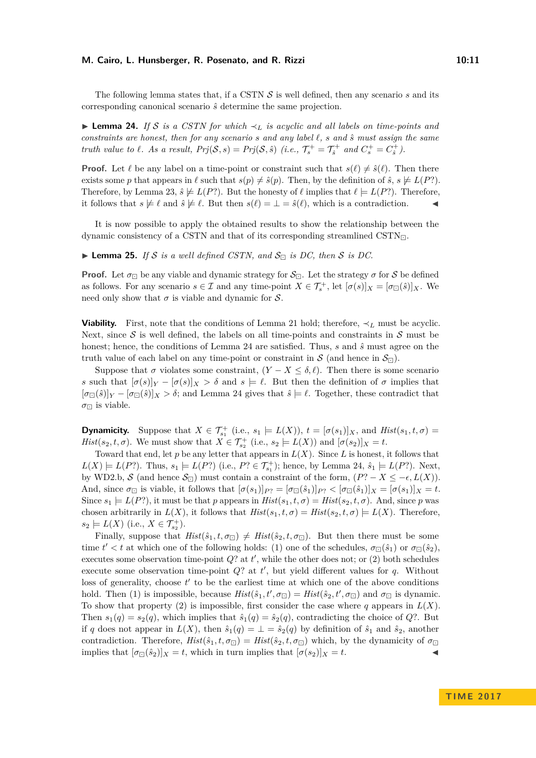The following lemma states that, if a CSTN $\mathcal{S}$ is well defined, then any scenario $s$ and its corresponding canonical scenario $\hat{s}$ determine the same projection.

▶ **Lemma 24.** *If $\mathcal{S}$ is a CSTN for which $\prec_L$ is acyclic and all labels on time-points and constraints are honest, then for any scenario $s$ and any label $\ell$, $s$ and $\hat{s}$ must assign the same truth value to $\ell$. As a result, $Prj(\mathcal{S}, s) = Prj(\mathcal{S}, \hat{s})$ (i.e., $\mathcal{T}_s^+ = \mathcal{T}_{\hat{s}}^+$ and $C_s^+ = C_{\hat{s}}^+$).*

**Proof.** Let $\ell$ be any label on a time-point or constraint such that $s(\ell) \neq \hat{s}(\ell)$. Then there exists some $p$ that appears in $\ell$ such that $s(p) \neq \hat{s}(p)$. Then, by the definition of $\hat{s}$, $s \not\models L(P?)$. Therefore, by Lemma 23, $\hat{s} \not\models L(P?)$. But the honesty of $\ell$ implies that $\ell \models L(P?)$. Therefore, it follows that $s \not\models \ell$ and $\hat{s} \not\models \ell$. But then $s(\ell) = \bot = \hat{s}(\ell)$, which is a contradiction. ◀

It is now possible to apply the obtained results to show the relationship between the dynamic consistency of a CSTN and that of its corresponding streamlined CSTN$_\boxdot$.

▶ **Lemma 25.** *If $\mathcal{S}$ is a well defined CSTN, and $\mathcal{S}_\boxdot$ is DC, then $\mathcal{S}$ is DC.*

**Proof.** Let $\sigma_\boxdot$ be any viable and dynamic strategy for $\mathcal{S}_\boxdot$. Let the strategy $\sigma$ for $\mathcal{S}$ be defined as follows. For any scenario $s \in \mathcal{I}$ and any time-point $X \in \mathcal{T}_s^+$, let $[\sigma(s)]_X = [\sigma_\boxdot(\hat{s})]_X$. We need only show that $\sigma$ is viable and dynamic for $\mathcal{S}$.

**Viability.** First, note that the conditions of Lemma 21 hold; therefore, $\prec_L$ must be acyclic. Next, since $\mathcal{S}$ is well defined, the labels on all time-points and constraints in $\mathcal{S}$ must be honest; hence, the conditions of Lemma 24 are satisfied. Thus, $s$ and $\hat{s}$ must agree on the truth value of each label on any time-point or constraint in $\mathcal{S}$ (and hence in $\mathcal{S}_\boxdot$).

Suppose that $\sigma$ violates some constraint, $(Y - X \leq \delta, \ell)$. Then there is some scenario $s$ such that $[\sigma(s)]_Y - [\sigma(s)]_X > \delta$ and $s \models \ell$. But then the definition of $\sigma$ implies that $[\sigma_\boxdot(\hat{s})]_Y - [\sigma_\boxdot(\hat{s})]_X > \delta$; and Lemma 24 gives that $\hat{s} \models \ell$. Together, these contradict that $\sigma_\boxdot$ is viable.

**Dynamicity.** Suppose that $X \in \mathcal{T}_{s_1}^+$ (i.e., $s_1 \models L(X)$), $t = [\sigma(s_1)]_X$, and $Hist(s_1, t, \sigma) = Hist(s_2, t, \sigma)$. We must show that $X \in \mathcal{T}_{s_2}^+$ (i.e., $s_2 \models L(X)$) and $[\sigma(s_2)]_X = t$.

Toward that end, let $p$ be any letter that appears in $L(X)$. Since $L$ is honest, it follows that $L(X) \models L(P?)$. Thus, $s_1 \models L(P?)$ (i.e., $P? \in \mathcal{T}_{s_1}^+$); hence, by Lemma 24, $\hat{s}_1 \models L(P?)$. Next, by WD2.b, $\mathcal{S}$ (and hence $\mathcal{S}_\boxdot$) must contain a constraint of the form, $(P? - X \leq -\epsilon, L(X))$. And, since $\sigma_\boxdot$ is viable, it follows that $[\sigma(s_1)]_{P?} = [\sigma_\boxdot(\hat{s}_1)]_{P?} < [\sigma_\boxdot(\hat{s}_1)]_X = [\sigma(s_1)]_X = t$. Since $s_1 \models L(P?)$, it must be that $p$ appears in $Hist(s_1, t, \sigma) = Hist(s_2, t, \sigma)$. And, since $p$ was chosen arbitrarily in $L(X)$, it follows that $Hist(s_1, t, \sigma) = Hist(s_2, t, \sigma) \models L(X)$. Therefore, $s_2 \models L(X)$ (i.e., $X \in \mathcal{T}_{s_2}^+$).

Finally, suppose that $Hist(\hat{s}_1, t, \sigma_\boxdot) \neq Hist(\hat{s}_2, t, \sigma_\boxdot)$. But then there must be some time $t' < t$ at which one of the following holds: (1) one of the schedules, $\sigma_\boxdot(\hat{s}_1)$ or $\sigma_\boxdot(\hat{s}_2)$, executes some observation time-point $Q?$ at $t'$, while the other does not; or (2) both schedules execute some observation time-point $Q?$ at $t'$, but yield different values for $q$. Without loss of generality, choose $t'$ to be the earliest time at which one of the above conditions hold. Then (1) is impossible, because $Hist(\hat{s}_1, t', \sigma_\boxdot) = Hist(\hat{s}_2, t', \sigma_\boxdot)$ and $\sigma_\boxdot$ is dynamic. To show that property (2) is impossible, first consider the case where $q$ appears in $L(X)$. Then $s_1(q) = s_2(q)$, which implies that $\hat{s}_1(q) = \hat{s}_2(q)$, contradicting the choice of $Q?$. But if $q$ does not appear in $L(X)$, then $\hat{s}_1(q) = \bot = \hat{s}_2(q)$ by definition of $\hat{s}_1$ and $\hat{s}_2$, another contradiction. Therefore, $Hist(\hat{s}_1, t, \sigma_\boxdot) = Hist(\hat{s}_2, t, \sigma_\boxdot)$ which, by the dynamicity of $\sigma_\boxdot$ implies that $[\sigma_\boxdot(\hat{s}_2)]_X = t$, which in turn implies that $[\sigma(s_2)]_X = t$. ◀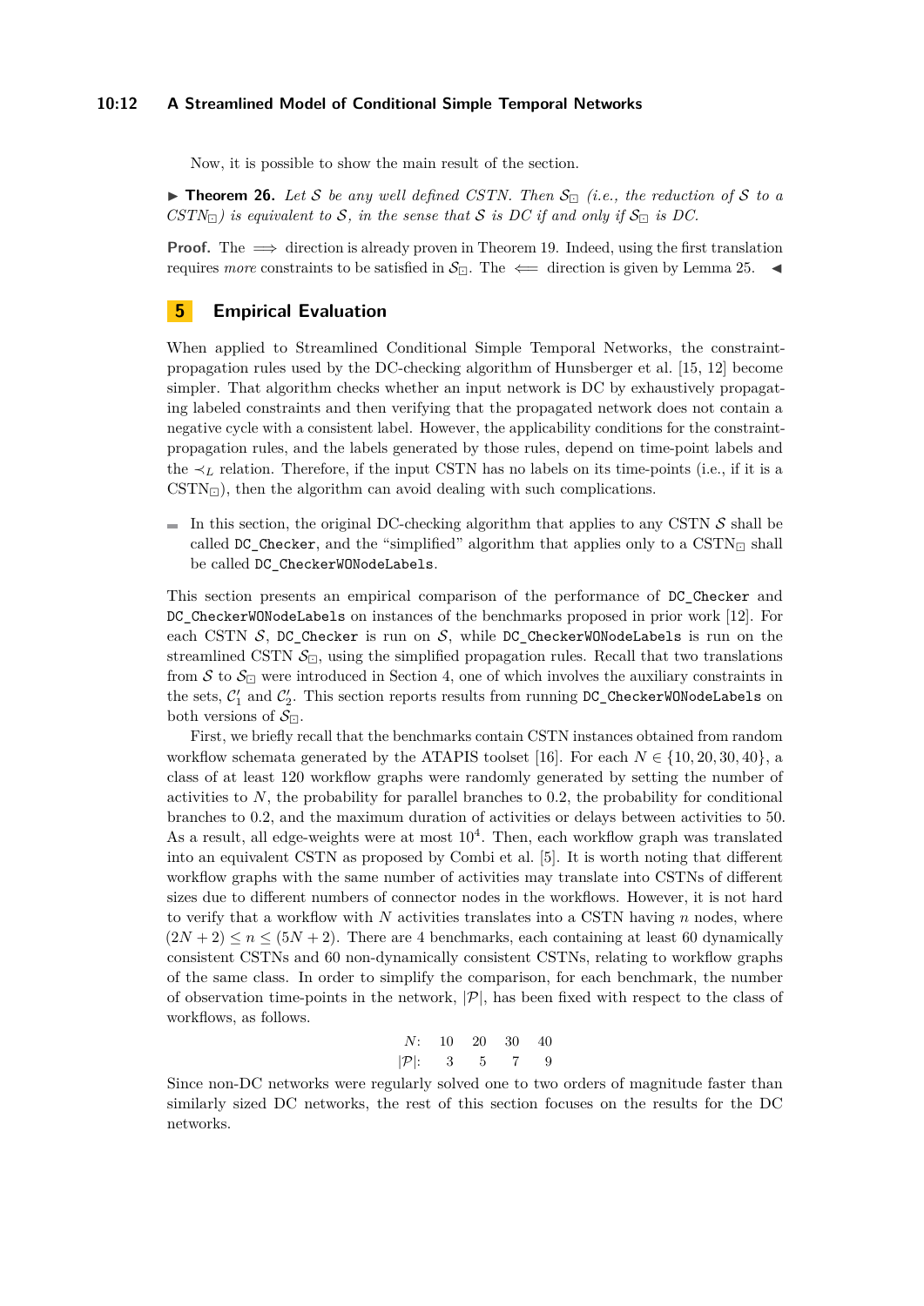Now, it is possible to show the main result of the section.

▶ **Theorem 26.** *Let $\mathcal{S}$ be any well defined CSTN. Then $\mathcal{S}_{\boxdot}$ (i.e., the reduction of $\mathcal{S}$ to a CSTN$_{\boxdot}$) is equivalent to $\mathcal{S}$, in the sense that $\mathcal{S}$ is DC if and only if $\mathcal{S}_{\boxdot}$ is DC.*

**Proof.** The $\implies$ direction is already proven in Theorem 19. Indeed, using the first translation requires *more* constraints to be satisfied in $\mathcal{S}_{\boxdot}$. The $\impliedby$ direction is given by Lemma 25. ◀

## 5 Empirical Evaluation

When applied to Streamlined Conditional Simple Temporal Networks, the constraint-propagation rules used by the DC-checking algorithm of Hunsberger et al. [15, 12] become simpler. That algorithm checks whether an input network is DC by exhaustively propagating labeled constraints and then verifying that the propagated network does not contain a negative cycle with a consistent label. However, the applicability conditions for the constraint-propagation rules, and the labels generated by those rules, depend on time-point labels and the $\prec_L$ relation. Therefore, if the input CSTN has no labels on its time-points (i.e., if it is a CSTN$_{\boxdot}$), then the algorithm can avoid dealing with such complications.

- In this section, the original DC-checking algorithm that applies to any CSTN $\mathcal{S}$ shall be called `DC_Checker`, and the "simplified" algorithm that applies only to a CSTN$_{\boxdot}$ shall be called `DC_CheckerWONodeLabels`.

This section presents an empirical comparison of the performance of `DC_Checker` and `DC_CheckerWONodeLabels` on instances of the benchmarks proposed in prior work [12]. For each CSTN $\mathcal{S}$, `DC_Checker` is run on $\mathcal{S}$, while `DC_CheckerWONodeLabels` is run on the streamlined CSTN $\mathcal{S}_{\boxdot}$, using the simplified propagation rules. Recall that two translations from $\mathcal{S}$ to $\mathcal{S}_{\boxdot}$ were introduced in Section 4, one of which involves the auxiliary constraints in the sets, $\mathcal{C}'_1$ and $\mathcal{C}'_2$. This section reports results from running `DC_CheckerWONodeLabels` on both versions of $\mathcal{S}_{\boxdot}$.

First, we briefly recall that the benchmarks contain CSTN instances obtained from random workflow schemata generated by the ATAPIS toolset [16]. For each $N \in \{10, 20, 30, 40\}$, a class of at least 120 workflow graphs were randomly generated by setting the number of activities to $N$, the probability for parallel branches to 0.2, the probability for conditional branches to 0.2, and the maximum duration of activities or delays between activities to 50. As a result, all edge-weights were at most $10^4$. Then, each workflow graph was translated into an equivalent CSTN as proposed by Combi et al. [5]. It is worth noting that different workflow graphs with the same number of activities may translate into CSTNs of different sizes due to different numbers of connector nodes in the workflows. However, it is not hard to verify that a workflow with $N$ activities translates into a CSTN having $n$ nodes, where $(2N + 2) \leq n \leq (5N + 2)$. There are 4 benchmarks, each containing at least 60 dynamically consistent CSTNs and 60 non-dynamically consistent CSTNs, relating to workflow graphs of the same class. In order to simplify the comparison, for each benchmark, the number of observation time-points in the network, $|\mathcal{P}|$, has been fixed with respect to the class of workflows, as follows.

| $N$: | 10 | 20 | 30 | 40 |
|---|---|---|---|---|
| $\lvert\mathcal{P}\rvert$: | 3 | 5 | 7 | 9 |

Since non-DC networks were regularly solved one to two orders of magnitude faster than similarly sized DC networks, the rest of this section focuses on the results for the DC networks.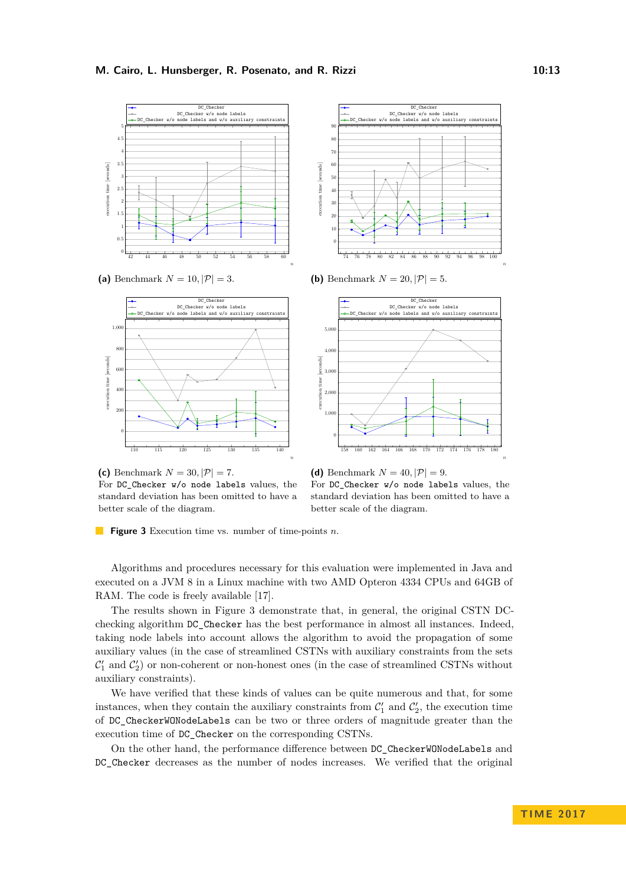**(a)** Benchmark $N = 10, |\mathcal{P}| = 3$.

**(b)** Benchmark $N = 20, |\mathcal{P}| = 5$.

**(c)** Benchmark $N = 30, |\mathcal{P}| = 7$. For `DC_Checker w/o node labels` values, the standard deviation has been omitted to have a better scale of the diagram.

**(d)** Benchmark $N = 40, |\mathcal{P}| = 9$. For `DC_Checker w/o node labels` values, the standard deviation has been omitted to have a better scale of the diagram.

**Figure 3** Execution time vs. number of time-points $n$.

Algorithms and procedures necessary for this evaluation were implemented in Java and executed on a JVM 8 in a Linux machine with two AMD Opteron 4334 CPUs and 64GB of RAM. The code is freely available [17].

The results shown in Figure 3 demonstrate that, in general, the original CSTN DC-checking algorithm `DC_Checker` has the best performance in almost all instances. Indeed, taking node labels into account allows the algorithm to avoid the propagation of some auxiliary values (in the case of streamlined CSTNs with auxiliary constraints from the sets $\mathcal{C}_1'$ and $\mathcal{C}_2'$) or non-coherent or non-honest ones (in the case of streamlined CSTNs without auxiliary constraints).

We have verified that these kinds of values can be quite numerous and that, for some instances, when they contain the auxiliary constraints from $\mathcal{C}_1'$ and $\mathcal{C}_2'$, the execution time of `DC_CheckerWONodeLabels` can be two or three orders of magnitude greater than the execution time of `DC_Checker` on the corresponding CSTNs.

On the other hand, the performance difference between `DC_CheckerWONodeLabels` and `DC_Checker` decreases as the number of nodes increases. We verified that the original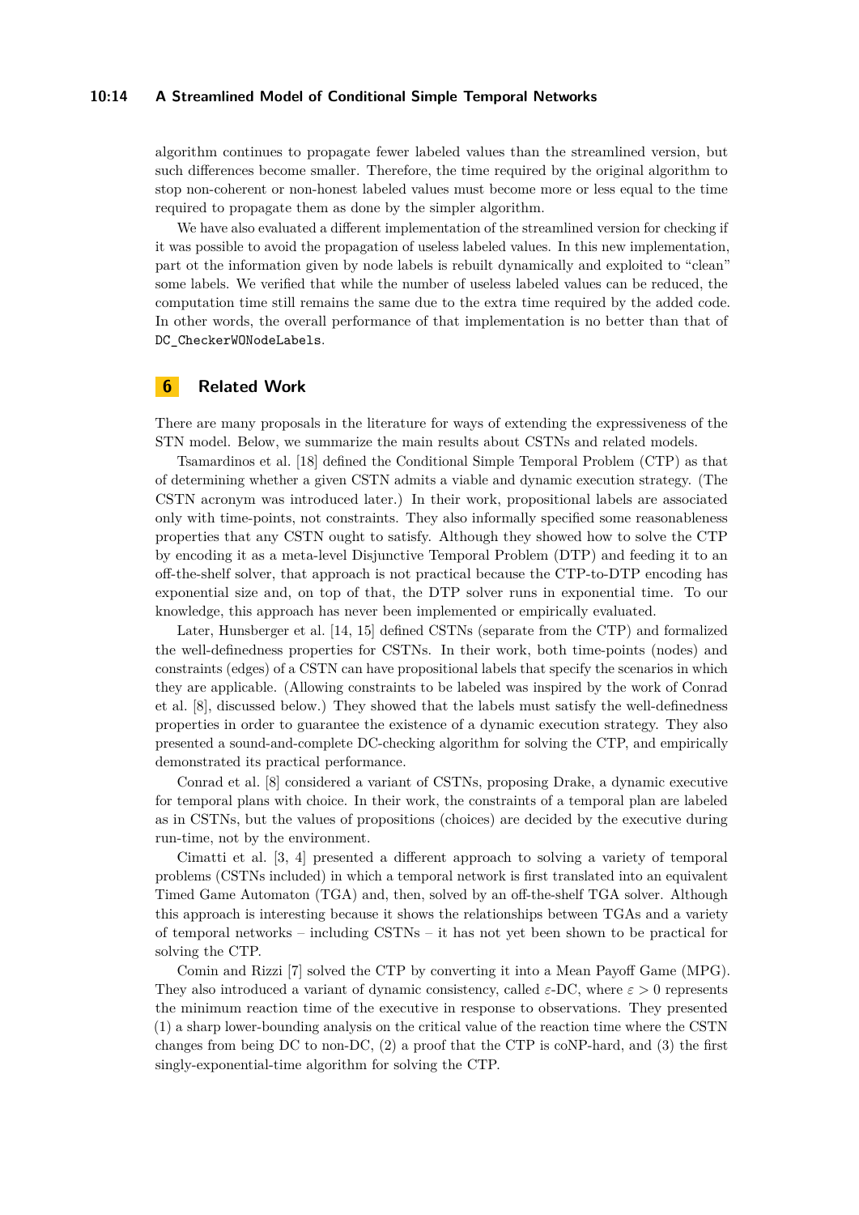algorithm continues to propagate fewer labeled values than the streamlined version, but such differences become smaller. Therefore, the time required by the original algorithm to stop non-coherent or non-honest labeled values must become more or less equal to the time required to propagate them as done by the simpler algorithm.

We have also evaluated a different implementation of the streamlined version for checking if it was possible to avoid the propagation of useless labeled values. In this new implementation, part ot the information given by node labels is rebuilt dynamically and exploited to "clean" some labels. We verified that while the number of useless labeled values can be reduced, the computation time still remains the same due to the extra time required by the added code. In other words, the overall performance of that implementation is no better than that of `DC_CheckerWONodeLabels`.

## 6 Related Work

There are many proposals in the literature for ways of extending the expressiveness of the STN model. Below, we summarize the main results about CSTNs and related models.

Tsamardinos et al. [18] defined the Conditional Simple Temporal Problem (CTP) as that of determining whether a given CSTN admits a viable and dynamic execution strategy. (The CSTN acronym was introduced later.) In their work, propositional labels are associated only with time-points, not constraints. They also informally specified some reasonableness properties that any CSTN ought to satisfy. Although they showed how to solve the CTP by encoding it as a meta-level Disjunctive Temporal Problem (DTP) and feeding it to an off-the-shelf solver, that approach is not practical because the CTP-to-DTP encoding has exponential size and, on top of that, the DTP solver runs in exponential time. To our knowledge, this approach has never been implemented or empirically evaluated.

Later, Hunsberger et al. [14, 15] defined CSTNs (separate from the CTP) and formalized the well-definedness properties for CSTNs. In their work, both time-points (nodes) and constraints (edges) of a CSTN can have propositional labels that specify the scenarios in which they are applicable. (Allowing constraints to be labeled was inspired by the work of Conrad et al. [8], discussed below.) They showed that the labels must satisfy the well-definedness properties in order to guarantee the existence of a dynamic execution strategy. They also presented a sound-and-complete DC-checking algorithm for solving the CTP, and empirically demonstrated its practical performance.

Conrad et al. [8] considered a variant of CSTNs, proposing Drake, a dynamic executive for temporal plans with choice. In their work, the constraints of a temporal plan are labeled as in CSTNs, but the values of propositions (choices) are decided by the executive during run-time, not by the environment.

Cimatti et al. [3, 4] presented a different approach to solving a variety of temporal problems (CSTNs included) in which a temporal network is first translated into an equivalent Timed Game Automaton (TGA) and, then, solved by an off-the-shelf TGA solver. Although this approach is interesting because it shows the relationships between TGAs and a variety of temporal networks – including CSTNs – it has not yet been shown to be practical for solving the CTP.

Comin and Rizzi [7] solved the CTP by converting it into a Mean Payoff Game (MPG). They also introduced a variant of dynamic consistency, called $\varepsilon$-DC, where $\varepsilon > 0$ represents the minimum reaction time of the executive in response to observations. They presented (1) a sharp lower-bounding analysis on the critical value of the reaction time where the CSTN changes from being DC to non-DC, (2) a proof that the CTP is coNP-hard, and (3) the first singly-exponential-time algorithm for solving the CTP.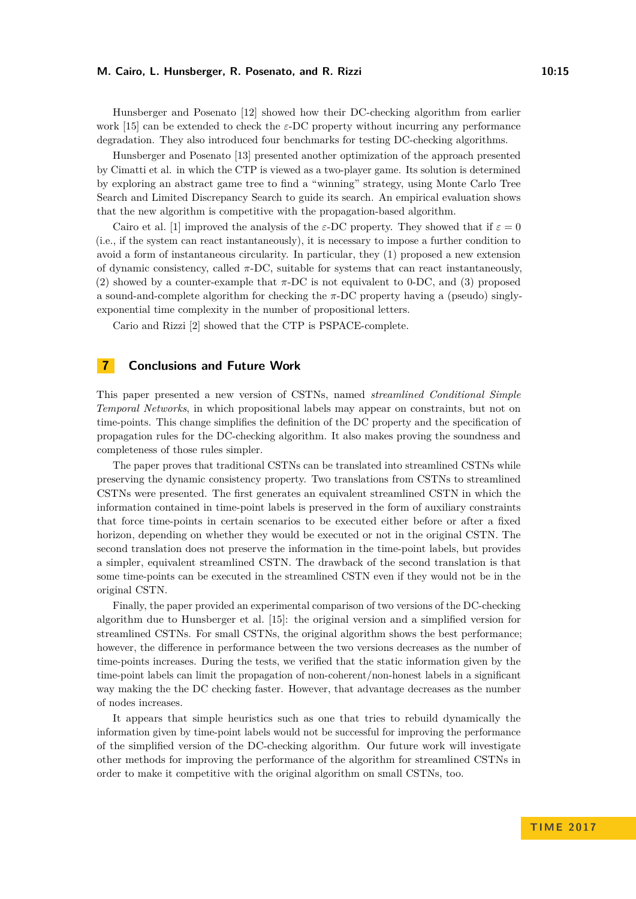Hunsberger and Posenato [12] showed how their DC-checking algorithm from earlier work [15] can be extended to check the $\varepsilon$-DC property without incurring any performance degradation. They also introduced four benchmarks for testing DC-checking algorithms.

Hunsberger and Posenato [13] presented another optimization of the approach presented by Cimatti et al. in which the CTP is viewed as a two-player game. Its solution is determined by exploring an abstract game tree to find a "winning" strategy, using Monte Carlo Tree Search and Limited Discrepancy Search to guide its search. An empirical evaluation shows that the new algorithm is competitive with the propagation-based algorithm.

Cairo et al. [1] improved the analysis of the $\varepsilon$-DC property. They showed that if $\varepsilon = 0$ (i.e., if the system can react instantaneously), it is necessary to impose a further condition to avoid a form of instantaneous circularity. In particular, they (1) proposed a new extension of dynamic consistency, called $\pi$-DC, suitable for systems that can react instantaneously, (2) showed by a counter-example that $\pi$-DC is not equivalent to 0-DC, and (3) proposed a sound-and-complete algorithm for checking the $\pi$-DC property having a (pseudo) singly-exponential time complexity in the number of propositional letters.

Cario and Rizzi [2] showed that the CTP is PSPACE-complete.

## 7 Conclusions and Future Work

This paper presented a new version of CSTNs, named *streamlined Conditional Simple Temporal Networks*, in which propositional labels may appear on constraints, but not on time-points. This change simplifies the definition of the DC property and the specification of propagation rules for the DC-checking algorithm. It also makes proving the soundness and completeness of those rules simpler.

The paper proves that traditional CSTNs can be translated into streamlined CSTNs while preserving the dynamic consistency property. Two translations from CSTNs to streamlined CSTNs were presented. The first generates an equivalent streamlined CSTN in which the information contained in time-point labels is preserved in the form of auxiliary constraints that force time-points in certain scenarios to be executed either before or after a fixed horizon, depending on whether they would be executed or not in the original CSTN. The second translation does not preserve the information in the time-point labels, but provides a simpler, equivalent streamlined CSTN. The drawback of the second translation is that some time-points can be executed in the streamlined CSTN even if they would not be in the original CSTN.

Finally, the paper provided an experimental comparison of two versions of the DC-checking algorithm due to Hunsberger et al. [15]: the original version and a simplified version for streamlined CSTNs. For small CSTNs, the original algorithm shows the best performance; however, the difference in performance between the two versions decreases as the number of time-points increases. During the tests, we verified that the static information given by the time-point labels can limit the propagation of non-coherent/non-honest labels in a significant way making the the DC checking faster. However, that advantage decreases as the number of nodes increases.

It appears that simple heuristics such as one that tries to rebuild dynamically the information given by time-point labels would not be successful for improving the performance of the simplified version of the DC-checking algorithm. Our future work will investigate other methods for improving the performance of the algorithm for streamlined CSTNs in order to make it competitive with the original algorithm on small CSTNs, too.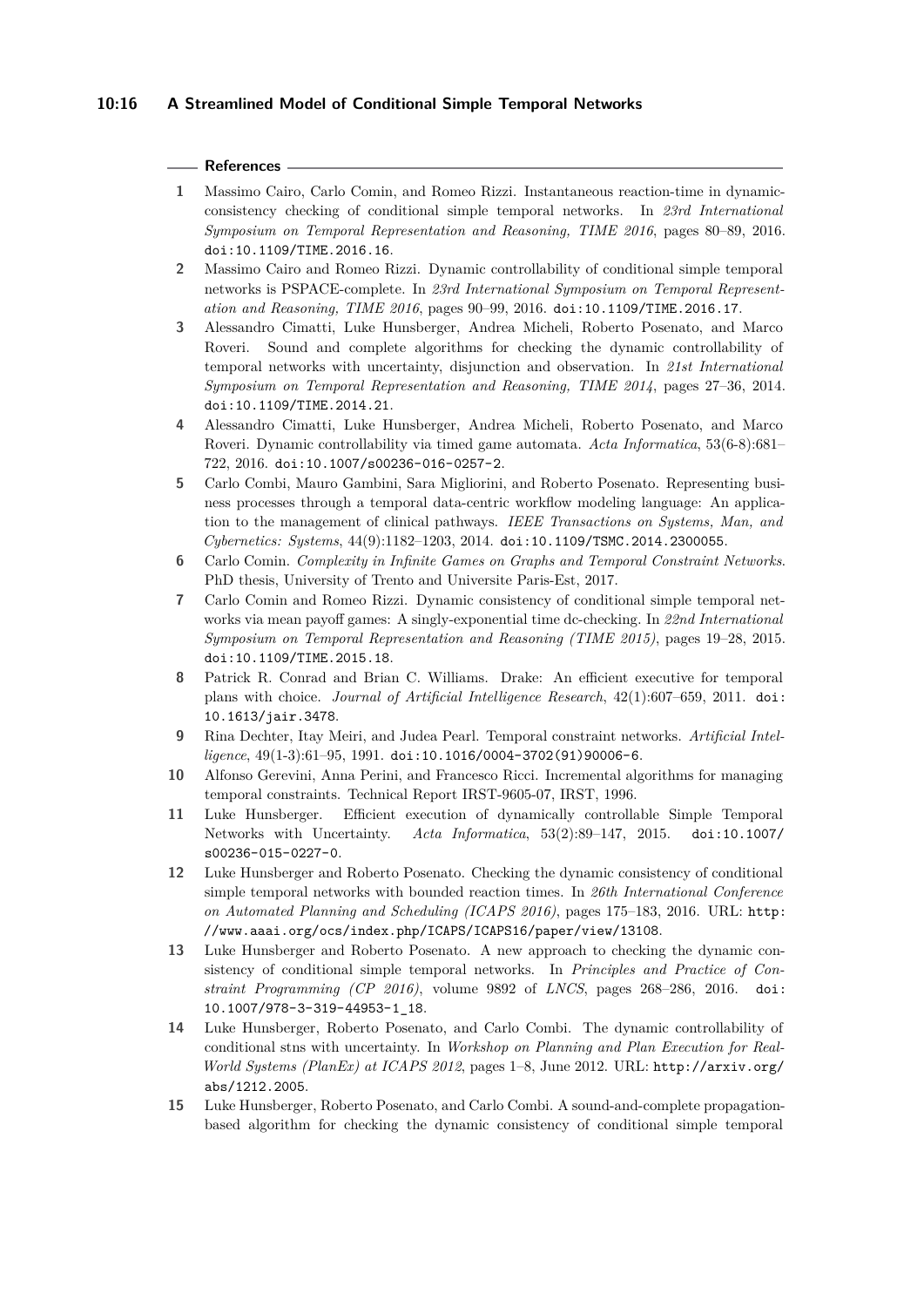## References

1. Massimo Cairo, Carlo Comin, and Romeo Rizzi. Instantaneous reaction-time in dynamic-consistency checking of conditional simple temporal networks. In *23rd International Symposium on Temporal Representation and Reasoning, TIME 2016*, pages 80–89, 2016. doi:10.1109/TIME.2016.16.
2. Massimo Cairo and Romeo Rizzi. Dynamic controllability of conditional simple temporal networks is PSPACE-complete. In *23rd International Symposium on Temporal Representation and Reasoning, TIME 2016*, pages 90–99, 2016. doi:10.1109/TIME.2016.17.
3. Alessandro Cimatti, Luke Hunsberger, Andrea Micheli, Roberto Posenato, and Marco Roveri. Sound and complete algorithms for checking the dynamic controllability of temporal networks with uncertainty, disjunction and observation. In *21st International Symposium on Temporal Representation and Reasoning, TIME 2014*, pages 27–36, 2014. doi:10.1109/TIME.2014.21.
4. Alessandro Cimatti, Luke Hunsberger, Andrea Micheli, Roberto Posenato, and Marco Roveri. Dynamic controllability via timed game automata. *Acta Informatica*, 53(6-8):681–722, 2016. doi:10.1007/s00236-016-0257-2.
5. Carlo Combi, Mauro Gambini, Sara Migliorini, and Roberto Posenato. Representing business processes through a temporal data-centric workflow modeling language: An application to the management of clinical pathways. *IEEE Transactions on Systems, Man, and Cybernetics: Systems*, 44(9):1182–1203, 2014. doi:10.1109/TSMC.2014.2300055.
6. Carlo Comin. *Complexity in Infinite Games on Graphs and Temporal Constraint Networks*. PhD thesis, University of Trento and Universite Paris-Est, 2017.
7. Carlo Comin and Romeo Rizzi. Dynamic consistency of conditional simple temporal networks via mean payoff games: A singly-exponential time dc-checking. In *22nd International Symposium on Temporal Representation and Reasoning (TIME 2015)*, pages 19–28, 2015. doi:10.1109/TIME.2015.18.
8. Patrick R. Conrad and Brian C. Williams. Drake: An efficient executive for temporal plans with choice. *Journal of Artificial Intelligence Research*, 42(1):607–659, 2011. doi:10.1613/jair.3478.
9. Rina Dechter, Itay Meiri, and Judea Pearl. Temporal constraint networks. *Artificial Intelligence*, 49(1-3):61–95, 1991. doi:10.1016/0004-3702(91)90006-6.
10. Alfonso Gerevini, Anna Perini, and Francesco Ricci. Incremental algorithms for managing temporal constraints. Technical Report IRST-9605-07, IRST, 1996.
11. Luke Hunsberger. Efficient execution of dynamically controllable Simple Temporal Networks with Uncertainty. *Acta Informatica*, 53(2):89–147, 2015. doi:10.1007/s00236-015-0227-0.
12. Luke Hunsberger and Roberto Posenato. Checking the dynamic consistency of conditional simple temporal networks with bounded reaction times. In *26th International Conference on Automated Planning and Scheduling (ICAPS 2016)*, pages 175–183, 2016. URL: http://www.aaai.org/ocs/index.php/ICAPS/ICAPS16/paper/view/13108.
13. Luke Hunsberger and Roberto Posenato. A new approach to checking the dynamic consistency of conditional simple temporal networks. In *Principles and Practice of Constraint Programming (CP 2016)*, volume 9892 of *LNCS*, pages 268–286, 2016. doi:10.1007/978-3-319-44953-1_18.
14. Luke Hunsberger, Roberto Posenato, and Carlo Combi. The dynamic controllability of conditional stns with uncertainty. In *Workshop on Planning and Plan Execution for Real-World Systems (PlanEx) at ICAPS 2012*, pages 1–8, June 2012. URL: http://arxiv.org/abs/1212.2005.
15. Luke Hunsberger, Roberto Posenato, and Carlo Combi. A sound-and-complete propagation-based algorithm for checking the dynamic consistency of conditional simple temporal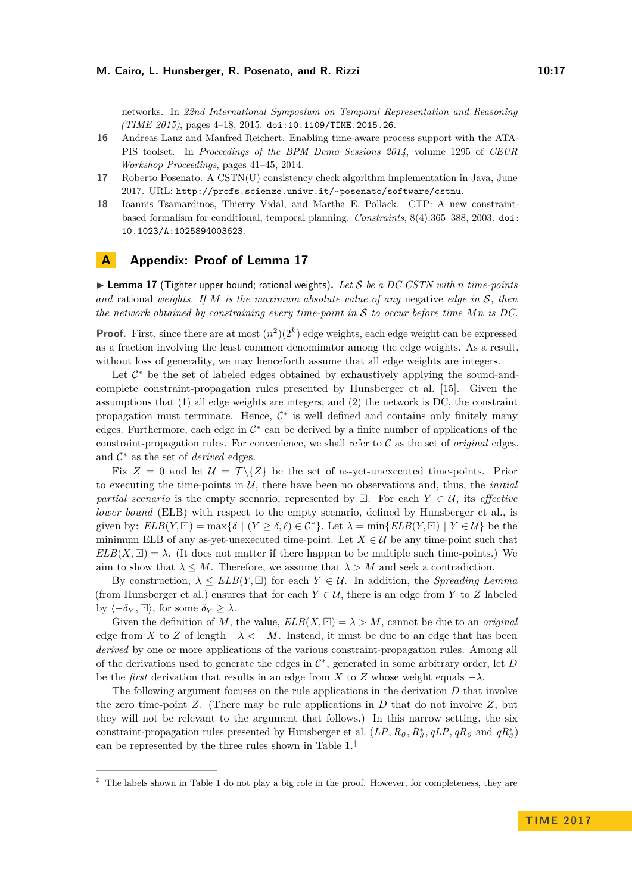networks. In *22nd International Symposium on Temporal Representation and Reasoning (TIME 2015)*, pages 4–18, 2015. doi:10.1109/TIME.2015.26.

16. Andreas Lanz and Manfred Reichert. Enabling time-aware process support with the ATAPIS toolset. In *Proceedings of the BPM Demo Sessions 2014*, volume 1295 of *CEUR Workshop Proceedings*, pages 41–45, 2014.
17. Roberto Posenato. A CSTN(U) consistency check algorithm implementation in Java, June 2017. URL: http://profs.scienze.univr.it/~posenato/software/cstnu.
18. Ioannis Tsamardinos, Thierry Vidal, and Martha E. Pollack. CTP: A new constraint-based formalism for conditional, temporal planning. *Constraints*, 8(4):365–388, 2003. doi:10.1023/A:1025894003623.

## A Appendix: Proof of Lemma 17

▶ **Lemma 17** (Tighter upper bound; rational weights). *Let $\mathcal{S}$ be a DC CSTN with $n$ time-points and* rational *weights. If $M$ is the maximum absolute value of any* negative *edge in $\mathcal{S}$, then the network obtained by constraining every time-point in $\mathcal{S}$ to occur before time $Mn$ is DC.*

**Proof.** First, since there are at most $(n^2)(2^k)$ edge weights, each edge weight can be expressed as a fraction involving the least common denominator among the edge weights. As a result, without loss of generality, we may henceforth assume that all edge weights are integers.

Let $\mathcal{C}^*$ be the set of labeled edges obtained by exhaustively applying the sound-and-complete constraint-propagation rules presented by Hunsberger et al. [15]. Given the assumptions that (1) all edge weights are integers, and (2) the network is DC, the constraint propagation must terminate. Hence, $\mathcal{C}^*$ is well defined and contains only finitely many edges. Furthermore, each edge in $\mathcal{C}^*$ can be derived by a finite number of applications of the constraint-propagation rules. For convenience, we shall refer to $\mathcal{C}$ as the set of *original* edges, and $\mathcal{C}^*$ as the set of *derived* edges.

Fix $Z = 0$ and let $\mathcal{U} = \mathcal{T}\backslash\{Z\}$ be the set of as-yet-unexecuted time-points. Prior to executing the time-points in $\mathcal{U}$, there have been no observations and, thus, the *initial partial scenario* is the empty scenario, represented by $\boxdot$. For each $Y \in \mathcal{U}$, its *effective lower bound* (ELB) with respect to the empty scenario, defined by Hunsberger et al., is given by: $ELB(Y, \boxdot) = \max\{\delta \mid (Y \geq \delta, \ell) \in \mathcal{C}^*\}$. Let $\lambda = \min\{ELB(Y, \boxdot) \mid Y \in \mathcal{U}\}$ be the minimum ELB of any as-yet-unexecuted time-point. Let $X \in \mathcal{U}$ be any time-point such that $ELB(X, \boxdot) = \lambda$. (It does not matter if there happen to be multiple such time-points.) We aim to show that $\lambda \leq M$. Therefore, we assume that $\lambda > M$ and seek a contradiction.

By construction, $\lambda \leq ELB(Y, \boxdot)$ for each $Y \in \mathcal{U}$. In addition, the *Spreading Lemma* (from Hunsberger et al.) ensures that for each $Y \in \mathcal{U}$, there is an edge from $Y$ to $Z$ labeled by $\langle -\delta_Y, \boxdot\rangle$, for some $\delta_Y \geq \lambda$.

Given the definition of $M$, the value, $ELB(X, \boxdot) = \lambda > M$, cannot be due to an *original* edge from $X$ to $Z$ of length $-\lambda < -M$. Instead, it must be due to an edge that has been *derived* by one or more applications of the various constraint-propagation rules. Among all of the derivations used to generate the edges in $\mathcal{C}^*$, generated in some arbitrary order, let $D$ be the *first* derivation that results in an edge from $X$ to $Z$ whose weight equals $-\lambda$.

The following argument focuses on the rule applications in the derivation $D$ that involve the zero time-point $Z$. (There may be rule applications in $D$ that do not involve $Z$, but they will not be relevant to the argument that follows.) In this narrow setting, the six constraint-propagation rules presented by Hunsberger et al. ($LP$, $R_0$, $R_3^*$, $qLP$, $qR_0$ and $qR_3^*$) can be represented by the three rules shown in Table 1.[‡]

[‡] The labels shown in Table 1 do not play a big role in the proof. However, for completeness, they are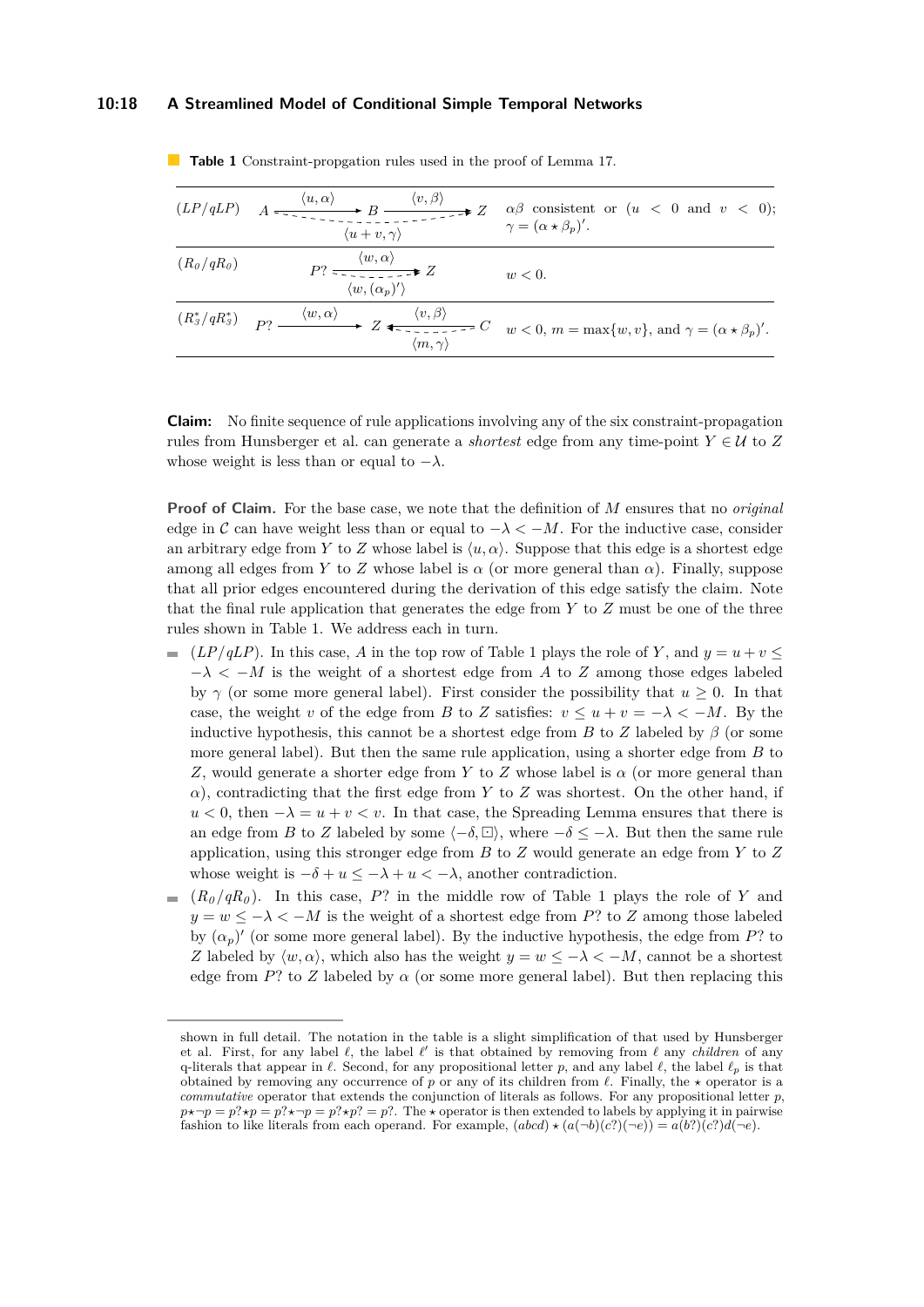**Table 1** Constraint-propgation rules used in the proof of Lemma 17.

| Rule | Diagram | Conditions |
|---|---|---|
| $(LP/qLP)$ | $A \xrightarrow{\langle u,\alpha\rangle} B \xrightarrow{\langle v,\beta\rangle} Z$; derived (dashed) edge $A \dashrightarrow Z$ labeled $\langle u+v,\gamma\rangle$ | $\alpha\beta$ consistent or ($u < 0$ and $v < 0$); $\gamma = (\alpha \star \beta_p)'$. |
| $(R_0/qR_0)$ | $P? \xrightarrow{\langle w,\alpha\rangle} Z$; derived (dashed) edge $P? \dashrightarrow Z$ labeled $\langle w,(\alpha_p)'\rangle$ | $w < 0$. |
| $(R_3^*/qR_3^*)$ | $P? \xrightarrow{\langle w,\alpha\rangle} Z \xleftarrow{\langle v,\beta\rangle} C$; derived (dashed) edge $C \dashrightarrow Z$ labeled $\langle m,\gamma\rangle$ | $w < 0$, $m = \max\{w, v\}$, and $\gamma = (\alpha \star \beta_p)'$. |

**Claim:** No finite sequence of rule applications involving any of the six constraint-propagation rules from Hunsberger et al. can generate a *shortest* edge from any time-point $Y \in \mathcal{U}$ to $Z$ whose weight is less than or equal to $-\lambda$.

**Proof of Claim.** For the base case, we note that the definition of $M$ ensures that no *original* edge in $\mathcal{C}$ can have weight less than or equal to $-\lambda < -M$. For the inductive case, consider an arbitrary edge from $Y$ to $Z$ whose label is $\langle u, \alpha\rangle$. Suppose that this edge is a shortest edge among all edges from $Y$ to $Z$ whose label is $\alpha$ (or more general than $\alpha$). Finally, suppose that all prior edges encountered during the derivation of this edge satisfy the claim. Note that the final rule application that generates the edge from $Y$ to $Z$ must be one of the three rules shown in Table 1. We address each in turn.

- $(LP/qLP)$. In this case, $A$ in the top row of Table 1 plays the role of $Y$, and $y = u + v \leq -\lambda < -M$ is the weight of a shortest edge from $A$ to $Z$ among those edges labeled by $\gamma$ (or some more general label). First consider the possibility that $u \geq 0$. In that case, the weight $v$ of the edge from $B$ to $Z$ satisfies: $v \leq u + v = -\lambda < -M$. By the inductive hypothesis, this cannot be a shortest edge from $B$ to $Z$ labeled by $\beta$ (or some more general label). But then the same rule application, using a shorter edge from $B$ to $Z$, would generate a shorter edge from $Y$ to $Z$ whose label is $\alpha$ (or more general than $\alpha$), contradicting that the first edge from $Y$ to $Z$ was shortest. On the other hand, if $u < 0$, then $-\lambda = u + v < v$. In that case, the Spreading Lemma ensures that there is an edge from $B$ to $Z$ labeled by some $\langle -\delta, \boxdot\rangle$, where $-\delta \leq -\lambda$. But then the same rule application, using this stronger edge from $B$ to $Z$ would generate an edge from $Y$ to $Z$ whose weight is $-\delta + u \leq -\lambda + u < -\lambda$, another contradiction.
- $(R_0/qR_0)$. In this case, $P?$ in the middle row of Table 1 plays the role of $Y$ and $y = w \leq -\lambda < -M$ is the weight of a shortest edge from $P?$ to $Z$ among those labeled by $(\alpha_p)'$ (or some more general label). By the inductive hypothesis, the edge from $P?$ to $Z$ labeled by $\langle w, \alpha\rangle$, which also has the weight $y = w \leq -\lambda < -M$, cannot be a shortest edge from $P?$ to $Z$ labeled by $\alpha$ (or some more general label). But then replacing this

shown in full detail. The notation in the table is a slight simplification of that used by Hunsberger et al. First, for any label $\ell$, the label $\ell'$ is that obtained by removing from $\ell$ any *children* of any q-literals that appear in $\ell$. Second, for any propositional letter $p$, and any label $\ell$, the label $\ell_p$ is that obtained by removing any occurrence of $p$ or any of its children from $\ell$. Finally, the $\star$ operator is a *commutative* operator that extends the conjunction of literals as follows. For any propositional letter $p$, $p\star\neg p = p?\star p = p?\star\neg p = p?\star p? = p?$. The $\star$ operator is then extended to labels by applying it in pairwise fashion to like literals from each operand. For example, $(abcd) \star (a(\neg b)(c?)(\neg e)) = a(b?)(c?)d(\neg e)$.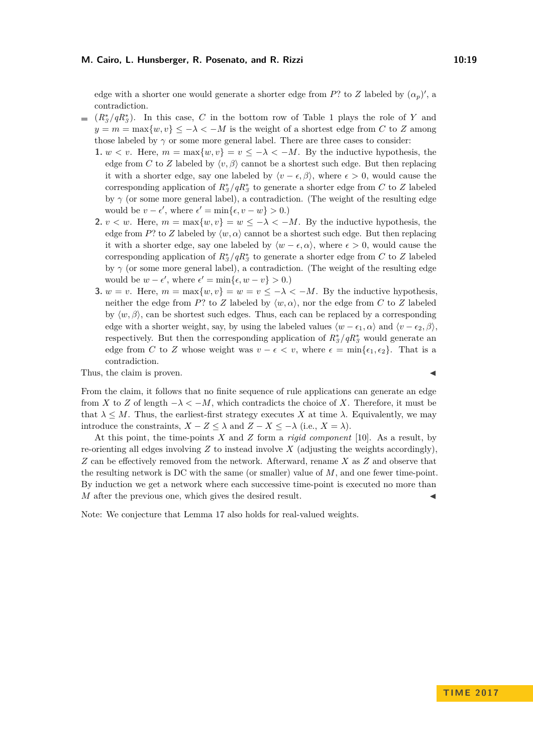edge with a shorter one would generate a shorter edge from $P?$ to $Z$ labeled by $(\alpha_p)'$, a contradiction.

- $(R_3^*/qR_3^*)$. In this case, $C$ in the bottom row of Table 1 plays the role of $Y$ and $y = m = \max\{w, v\} \leq -\lambda < -M$ is the weight of a shortest edge from $C$ to $Z$ among those labeled by $\gamma$ or some more general label. There are three cases to consider:
  1. $w < v$. Here, $m = \max\{w, v\} = v \leq -\lambda < -M$. By the inductive hypothesis, the edge from $C$ to $Z$ labeled by $\langle v, \beta\rangle$ cannot be a shortest such edge. But then replacing it with a shorter edge, say one labeled by $\langle v - \epsilon, \beta\rangle$, where $\epsilon > 0$, would cause the corresponding application of $R_3^*/qR_3^*$ to generate a shorter edge from $C$ to $Z$ labeled by $\gamma$ (or some more general label), a contradiction. (The weight of the resulting edge would be $v - \epsilon'$, where $\epsilon' = \min\{\epsilon, v - w\} > 0$.)
  2. $v < w$. Here, $m = \max\{w, v\} = w \leq -\lambda < -M$. By the inductive hypothesis, the edge from $P?$ to $Z$ labeled by $\langle w, \alpha\rangle$ cannot be a shortest such edge. But then replacing it with a shorter edge, say one labeled by $\langle w - \epsilon, \alpha\rangle$, where $\epsilon > 0$, would cause the corresponding application of $R_3^*/qR_3^*$ to generate a shorter edge from $C$ to $Z$ labeled by $\gamma$ (or some more general label), a contradiction. (The weight of the resulting edge would be $w - \epsilon'$, where $\epsilon' = \min\{\epsilon, w - v\} > 0$.)
  3. $w = v$. Here, $m = \max\{w, v\} = w = v \leq -\lambda < -M$. By the inductive hypothesis, neither the edge from $P?$ to $Z$ labeled by $\langle w, \alpha\rangle$, nor the edge from $C$ to $Z$ labeled by $\langle w, \beta\rangle$, can be shortest such edges. Thus, each can be replaced by a corresponding edge with a shorter weight, say, by using the labeled values $\langle w - \epsilon_1, \alpha\rangle$ and $\langle v - \epsilon_2, \beta\rangle$, respectively. But then the corresponding application of $R_3^*/qR_3^*$ would generate an edge from $C$ to $Z$ whose weight was $v - \epsilon < v$, where $\epsilon = \min\{\epsilon_1, \epsilon_2\}$. That is a contradiction.

Thus, the claim is proven. ◀

From the claim, it follows that no finite sequence of rule applications can generate an edge from $X$ to $Z$ of length $-\lambda < -M$, which contradicts the choice of $X$. Therefore, it must be that $\lambda \leq M$. Thus, the earliest-first strategy executes $X$ at time $\lambda$. Equivalently, we may introduce the constraints, $X - Z \leq \lambda$ and $Z - X \leq -\lambda$ (i.e., $X = \lambda$).

At this point, the time-points $X$ and $Z$ form a *rigid component* [10]. As a result, by re-orienting all edges involving $Z$ to instead involve $X$ (adjusting the weights accordingly), $Z$ can be effectively removed from the network. Afterward, rename $X$ as $Z$ and observe that the resulting network is DC with the same (or smaller) value of $M$, and one fewer time-point. By induction we get a network where each successive time-point is executed no more than $M$ after the previous one, which gives the desired result. ◀

Note: We conjecture that Lemma 17 also holds for real-valued weights.